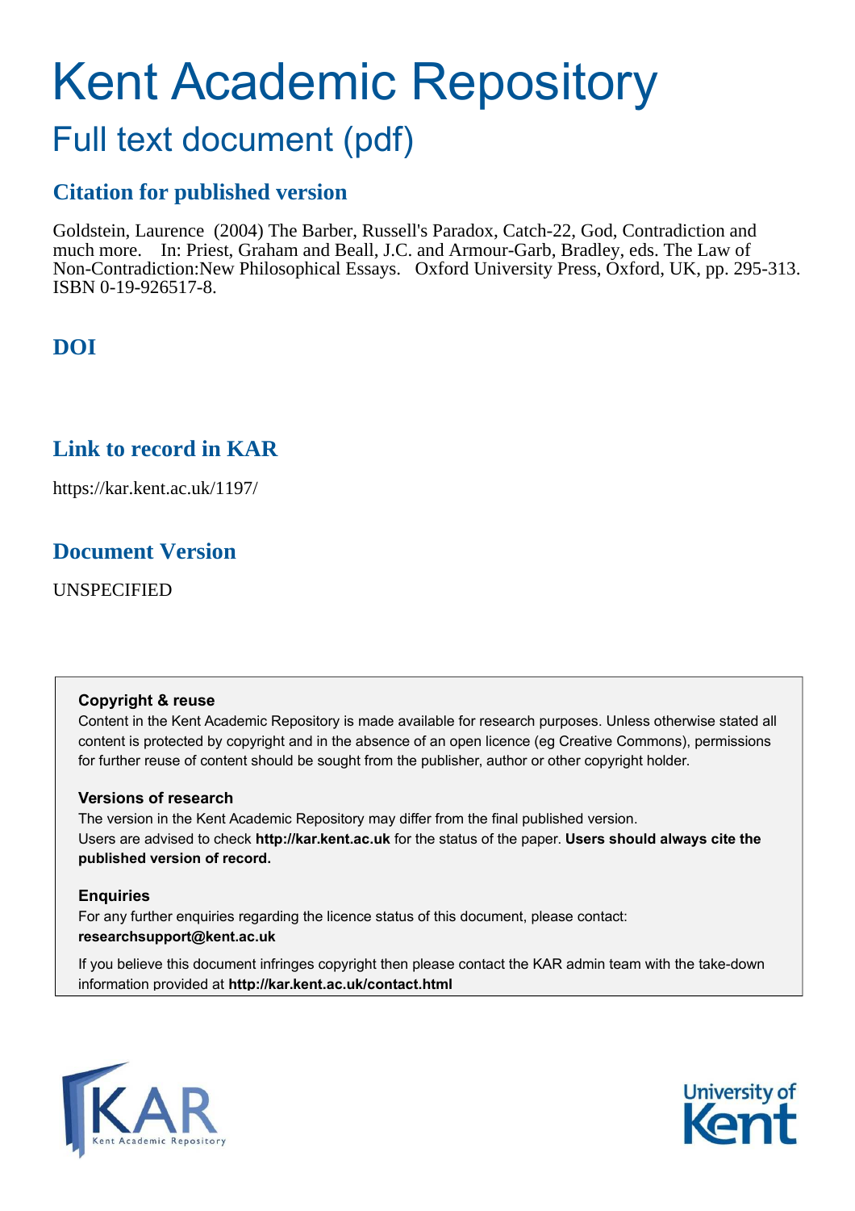# Kent Academic Repository

## Full text document (pdf)

## Citation for published version

Goldstein, Laurence (2004) The Barber, Russell's Paradox, Catch-22, God, Contradiction and much more. In: Priest, Graham and Beall, J.C. and Armour-Garb, Bradley, eds. The Law of Non-Contradiction:New Philosophical Essays. Oxford University Press, Oxford, UK, pp. 295-313. ISBN 0-19-926517-8.

## DOI

## Link to record in KAR

https://kar.kent.ac.uk/1197/

## Document Version

UNSPECIFIED

**Copyright & reuse**

Content in the Kent Academic Repository is made available for research purposes. Unless otherwise stated all content is protected by copyright and in the absence of an open licence (eg Creative Commons), permissions for further reuse of content should be sought from the publisher, author or other copyright holder.

**Versions of research**

The version in the Kent Academic Repository may differ from the final published version. Users are advised to check **http://kar.kent.ac.uk** for the status of the paper. **Users should always cite the published version of record.**

**Enquiries**

For any further enquiries regarding the licence status of this document, please contact: **researchsupport@kent.ac.uk**

If you believe this document infringes copyright then please contact the KAR admin team with the take-down information provided at **http://kar.kent.ac.uk/contact.html**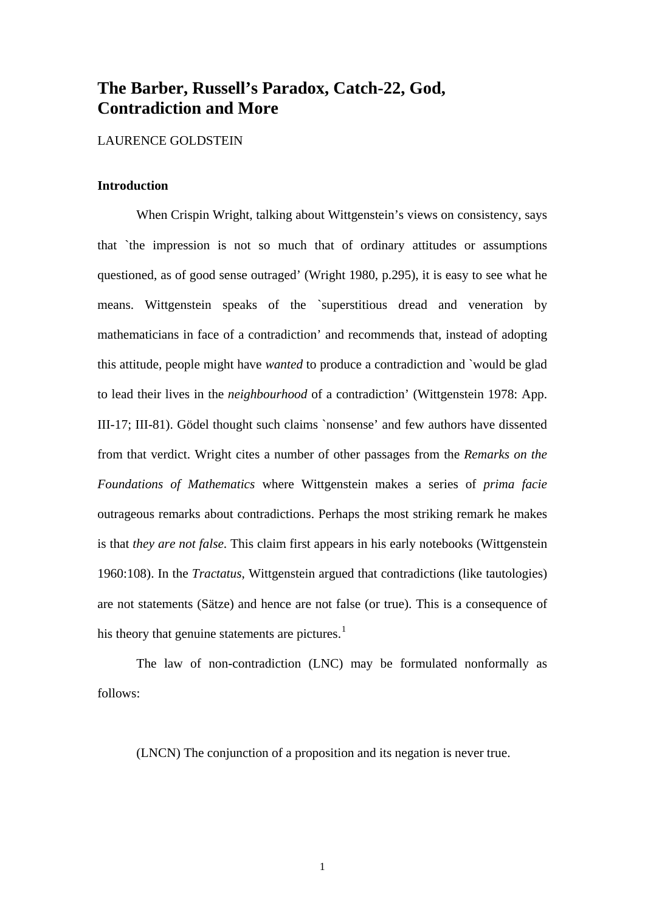# The Barber, Russell's Paradox, Catch-22, God, Contradiction and More

LAURENCE GOLDSTEIN

### Introduction

When Crispin Wright, talking about Wittgenstein's views on consistency, says that `the impression is not so much that of ordinary attitudes or assumptions questioned, as of good sense outraged' (Wright 1980, p.295), it is easy to see what he means. Wittgenstein speaks of the `superstitious dread and veneration by mathematicians in face of a contradiction' and recommends that, instead of adopting this attitude, people might have *wanted* to produce a contradiction and `would be glad to lead their lives in the *neighbourhood* of a contradiction' (Wittgenstein 1978: App. III-17; III-81). Gödel thought such claims `nonsense' and few authors have dissented from that verdict. Wright cites a number of other passages from the *Remarks on the Foundations of Mathematics* where Wittgenstein makes a series of *prima facie* outrageous remarks about contradictions. Perhaps the most striking remark he makes is that *they are not false*. This claim first appears in his early notebooks (Wittgenstein 1960:108). In the *Tractatus*, Wittgenstein argued that contradictions (like tautologies) are not statements (Sätze) and hence are not false (or true). This is a consequence of his theory that genuine statements are pictures.[1]

The law of non-contradiction (LNC) may be formulated nonformally as follows:

(LNCN) The conjunction of a proposition and its negation is never true.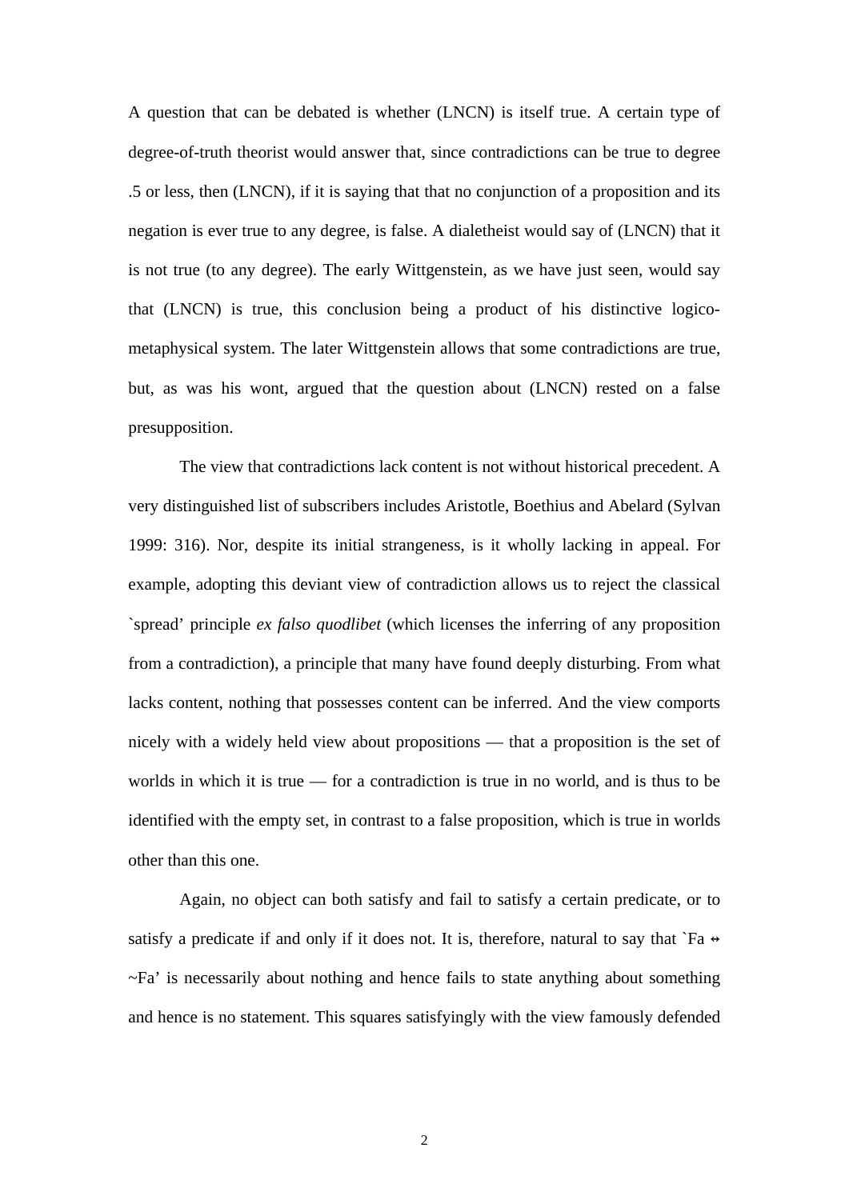A question that can be debated is whether (LNCN) is itself true. A certain type of degree-of-truth theorist would answer that, since contradictions can be true to degree .5 or less, then (LNCN), if it is saying that that no conjunction of a proposition and its negation is ever true to any degree, is false. A dialetheist would say of (LNCN) that it is not true (to any degree). The early Wittgenstein, as we have just seen, would say that (LNCN) is true, this conclusion being a product of his distinctive logico-metaphysical system. The later Wittgenstein allows that some contradictions are true, but, as was his wont, argued that the question about (LNCN) rested on a false presupposition.

The view that contradictions lack content is not without historical precedent. A very distinguished list of subscribers includes Aristotle, Boethius and Abelard (Sylvan 1999: 316). Nor, despite its initial strangeness, is it wholly lacking in appeal. For example, adopting this deviant view of contradiction allows us to reject the classical `spread' principle *ex falso quodlibet* (which licenses the inferring of any proposition from a contradiction), a principle that many have found deeply disturbing. From what lacks content, nothing that possesses content can be inferred. And the view comports nicely with a widely held view about propositions — that a proposition is the set of worlds in which it is true — for a contradiction is true in no world, and is thus to be identified with the empty set, in contrast to a false proposition, which is true in worlds other than this one.

Again, no object can both satisfy and fail to satisfy a certain predicate, or to satisfy a predicate if and only if it does not. It is, therefore, natural to say that `Fa ↔ ~Fa' is necessarily about nothing and hence fails to state anything about something and hence is no statement. This squares satisfyingly with the view famously defended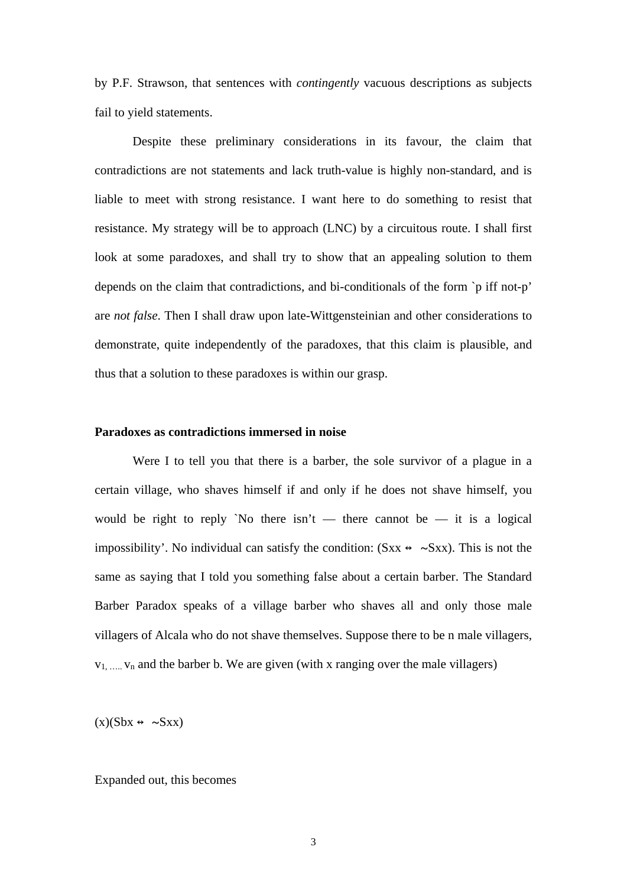by P.F. Strawson, that sentences with *contingently* vacuous descriptions as subjects fail to yield statements.

Despite these preliminary considerations in its favour, the claim that contradictions are not statements and lack truth-value is highly non-standard, and is liable to meet with strong resistance. I want here to do something to resist that resistance. My strategy will be to approach (LNC) by a circuitous route. I shall first look at some paradoxes, and shall try to show that an appealing solution to them depends on the claim that contradictions, and bi-conditionals of the form `p iff not-p' are *not false*. Then I shall draw upon late-Wittgensteinian and other considerations to demonstrate, quite independently of the paradoxes, that this claim is plausible, and thus that a solution to these paradoxes is within our grasp.

**Paradoxes as contradictions immersed in noise**

Were I to tell you that there is a barber, the sole survivor of a plague in a certain village, who shaves himself if and only if he does not shave himself, you would be right to reply `No there isn't — there cannot be — it is a logical impossibility'. No individual can satisfy the condition: $(Sxx \leftrightarrow \sim Sxx)$. This is not the same as saying that I told you something false about a certain barber. The Standard Barber Paradox speaks of a village barber who shaves all and only those male villagers of Alcala who do not shave themselves. Suppose there to be n male villagers, $v_{1, \ldots\ldots} v_n$ and the barber b. We are given (with x ranging over the male villagers)

$$(x)(Sbx \leftrightarrow \sim Sxx)$$

Expanded out, this becomes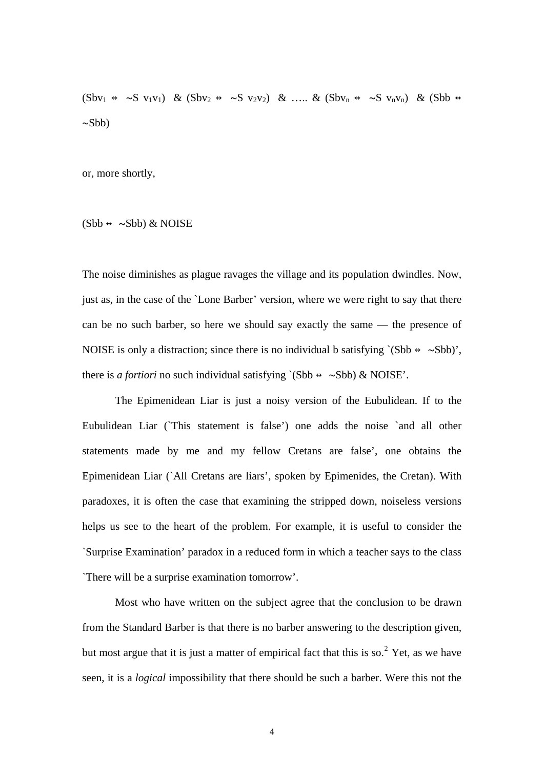$(Sbv_1 \leftrightarrow \sim S\, v_1v_1)$ & $(Sbv_2 \leftrightarrow \sim S\, v_2v_2)$ & ….. & $(Sbv_n \leftrightarrow \sim S\, v_nv_n)$ & $(Sbb \leftrightarrow \sim Sbb)$

or, more shortly,

$(Sbb \leftrightarrow \sim Sbb)$ & NOISE

The noise diminishes as plague ravages the village and its population dwindles. Now, just as, in the case of the `Lone Barber' version, where we were right to say that there can be no such barber, so here we should say exactly the same — the presence of NOISE is only a distraction; since there is no individual b satisfying `$(Sbb \leftrightarrow \sim Sbb)$', there is *a fortiori* no such individual satisfying `$(Sbb \leftrightarrow \sim Sbb)$ & NOISE'.

The Epimenidean Liar is just a noisy version of the Eubulidean. If to the Eubulidean Liar (`This statement is false') one adds the noise `and all other statements made by me and my fellow Cretans are false', one obtains the Epimenidean Liar (`All Cretans are liars', spoken by Epimenides, the Cretan). With paradoxes, it is often the case that examining the stripped down, noiseless versions helps us see to the heart of the problem. For example, it is useful to consider the `Surprise Examination' paradox in a reduced form in which a teacher says to the class `There will be a surprise examination tomorrow'.

Most who have written on the subject agree that the conclusion to be drawn from the Standard Barber is that there is no barber answering to the description given, but most argue that it is just a matter of empirical fact that this is so.[2] Yet, as we have seen, it is a *logical* impossibility that there should be such a barber. Were this not the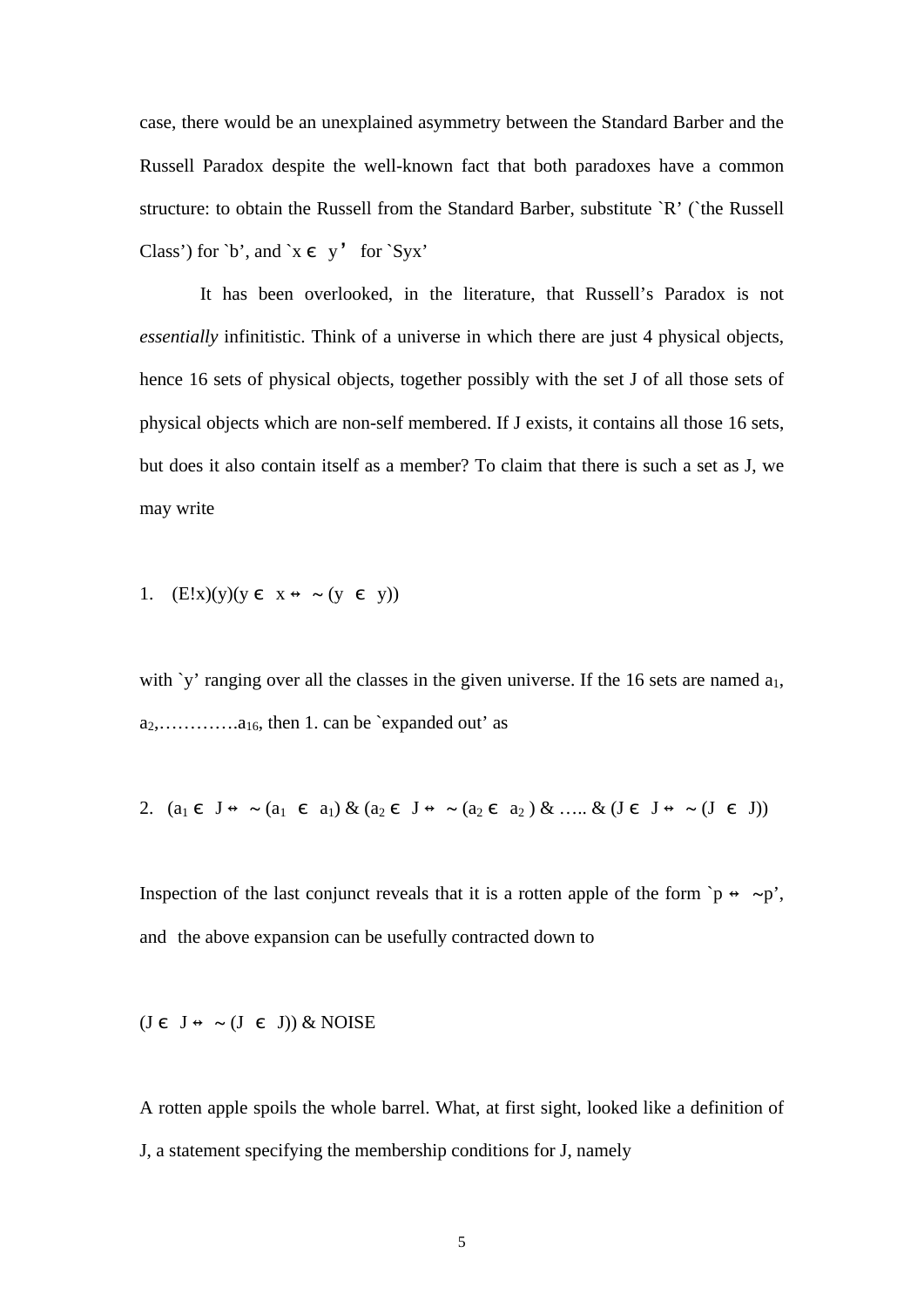case, there would be an unexplained asymmetry between the Standard Barber and the Russell Paradox despite the well-known fact that both paradoxes have a common structure: to obtain the Russell from the Standard Barber, substitute `R' (`the Russell Class') for `b', and `$x \in y$' for `Syx'

It has been overlooked, in the literature, that Russell's Paradox is not *essentially* infinitistic. Think of a universe in which there are just 4 physical objects, hence 16 sets of physical objects, together possibly with the set J of all those sets of physical objects which are non-self membered. If J exists, it contains all those 16 sets, but does it also contain itself as a member? To claim that there is such a set as J, we may write

1. $(E!x)(y)(y \in x \leftrightarrow \sim(y \in y))$

with `y' ranging over all the classes in the given universe. If the 16 sets are named $a_1$, $a_2$,………….$a_{16}$, then 1. can be `expanded out' as

2. $(a_1 \in J \leftrightarrow \sim(a_1 \in a_1))$ & $(a_2 \in J \leftrightarrow \sim(a_2 \in a_2))$ & ….. & $(J \in J \leftrightarrow \sim(J \in J))$

Inspection of the last conjunct reveals that it is a rotten apple of the form `$p \leftrightarrow \sim p$', and the above expansion can be usefully contracted down to

$(J \in J \leftrightarrow \sim(J \in J))$ & NOISE

A rotten apple spoils the whole barrel. What, at first sight, looked like a definition of J, a statement specifying the membership conditions for J, namely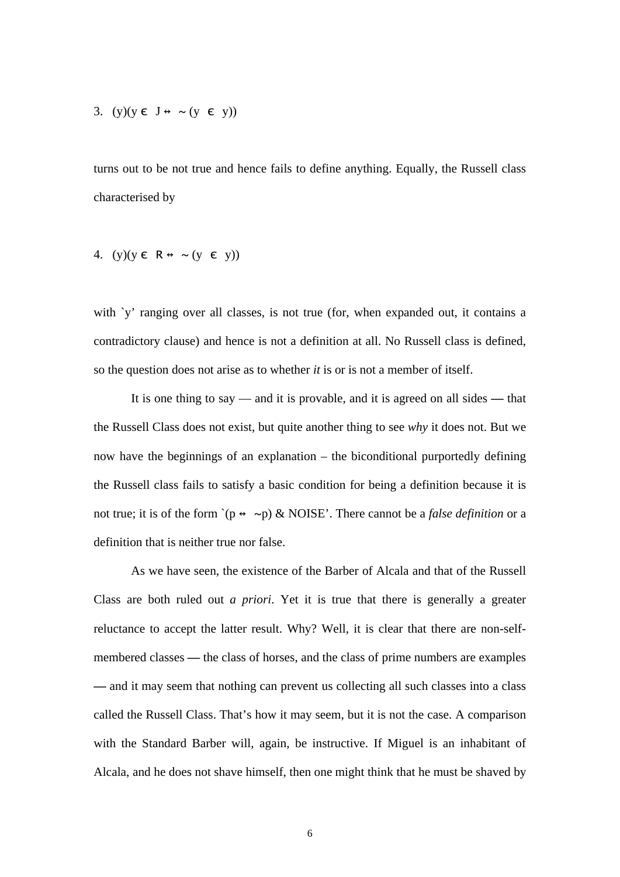3. $(y)(y \in J \leftrightarrow \sim(y \in y))$

turns out to be not true and hence fails to define anything. Equally, the Russell class characterised by

4. $(y)(y \in R \leftrightarrow \sim(y \in y))$

with `y' ranging over all classes, is not true (for, when expanded out, it contains a contradictory clause) and hence is not a definition at all. No Russell class is defined, so the question does not arise as to whether *it* is or is not a member of itself.

It is one thing to say — and it is provable, and it is agreed on all sides — that the Russell Class does not exist, but quite another thing to see *why* it does not. But we now have the beginnings of an explanation – the biconditional purportedly defining the Russell class fails to satisfy a basic condition for being a definition because it is not true; it is of the form `$(p \leftrightarrow \sim p)$ & NOISE'. There cannot be a *false definition* or a definition that is neither true nor false.

As we have seen, the existence of the Barber of Alcala and that of the Russell Class are both ruled out *a priori*. Yet it is true that there is generally a greater reluctance to accept the latter result. Why? Well, it is clear that there are non-self-membered classes — the class of horses, and the class of prime numbers are examples — and it may seem that nothing can prevent us collecting all such classes into a class called the Russell Class. That's how it may seem, but it is not the case. A comparison with the Standard Barber will, again, be instructive. If Miguel is an inhabitant of Alcala, and he does not shave himself, then one might think that he must be shaved by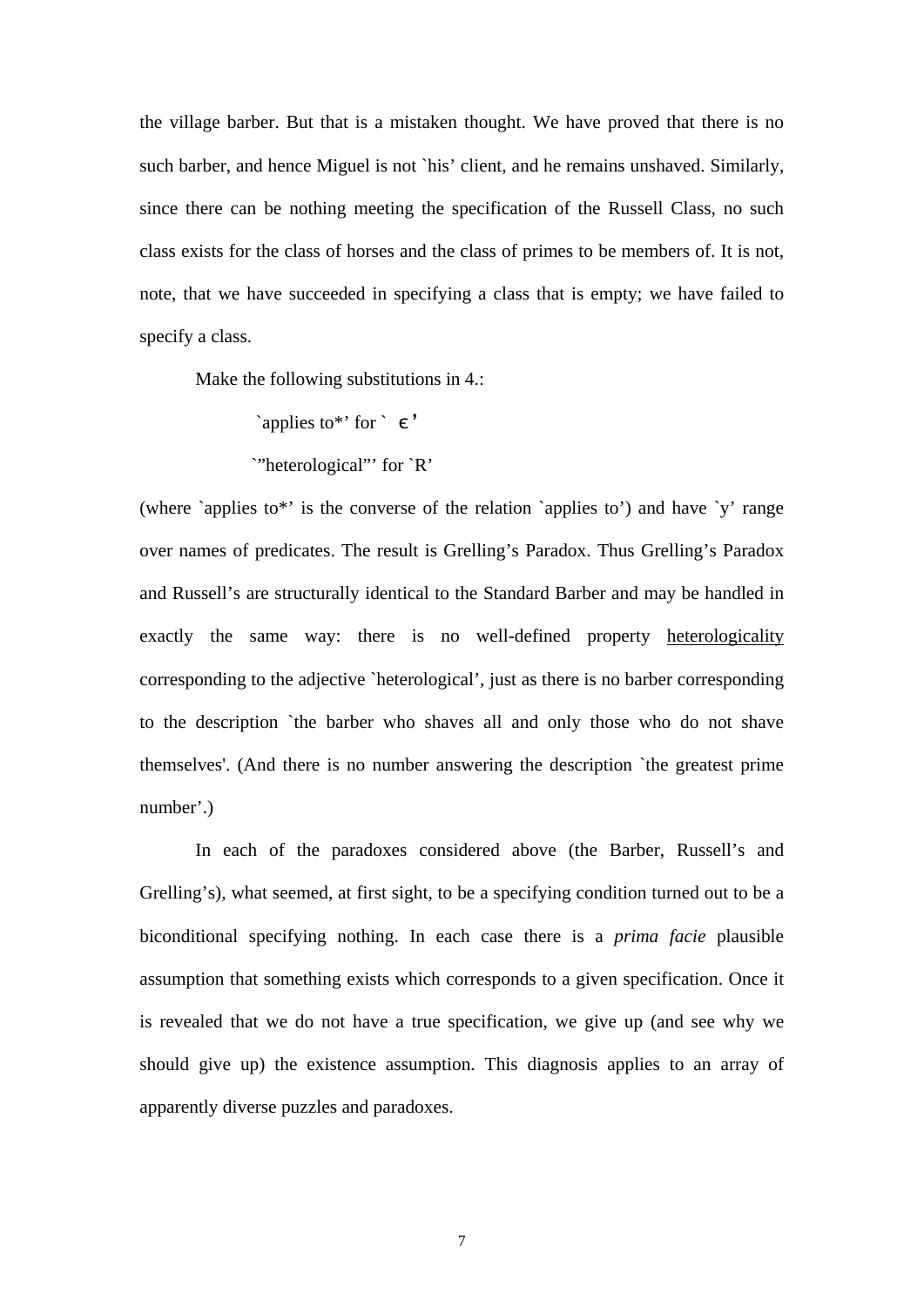the village barber. But that is a mistaken thought. We have proved that there is no such barber, and hence Miguel is not `his' client, and he remains unshaved. Similarly, since there can be nothing meeting the specification of the Russell Class, no such class exists for the class of horses and the class of primes to be members of. It is not, note, that we have succeeded in specifying a class that is empty; we have failed to specify a class.

Make the following substitutions in 4.:

`applies to*' for `$\epsilon$'

`"heterological"' for `R'

(where `applies to*' is the converse of the relation `applies to') and have `y' range over names of predicates. The result is Grelling's Paradox. Thus Grelling's Paradox and Russell's are structurally identical to the Standard Barber and may be handled in exactly the same way: there is no well-defined property <u>heterologicality</u> corresponding to the adjective `heterological', just as there is no barber corresponding to the description `the barber who shaves all and only those who do not shave themselves'. (And there is no number answering the description `the greatest prime number'.)

In each of the paradoxes considered above (the Barber, Russell's and Grelling's), what seemed, at first sight, to be a specifying condition turned out to be a biconditional specifying nothing. In each case there is a *prima facie* plausible assumption that something exists which corresponds to a given specification. Once it is revealed that we do not have a true specification, we give up (and see why we should give up) the existence assumption. This diagnosis applies to an array of apparently diverse puzzles and paradoxes.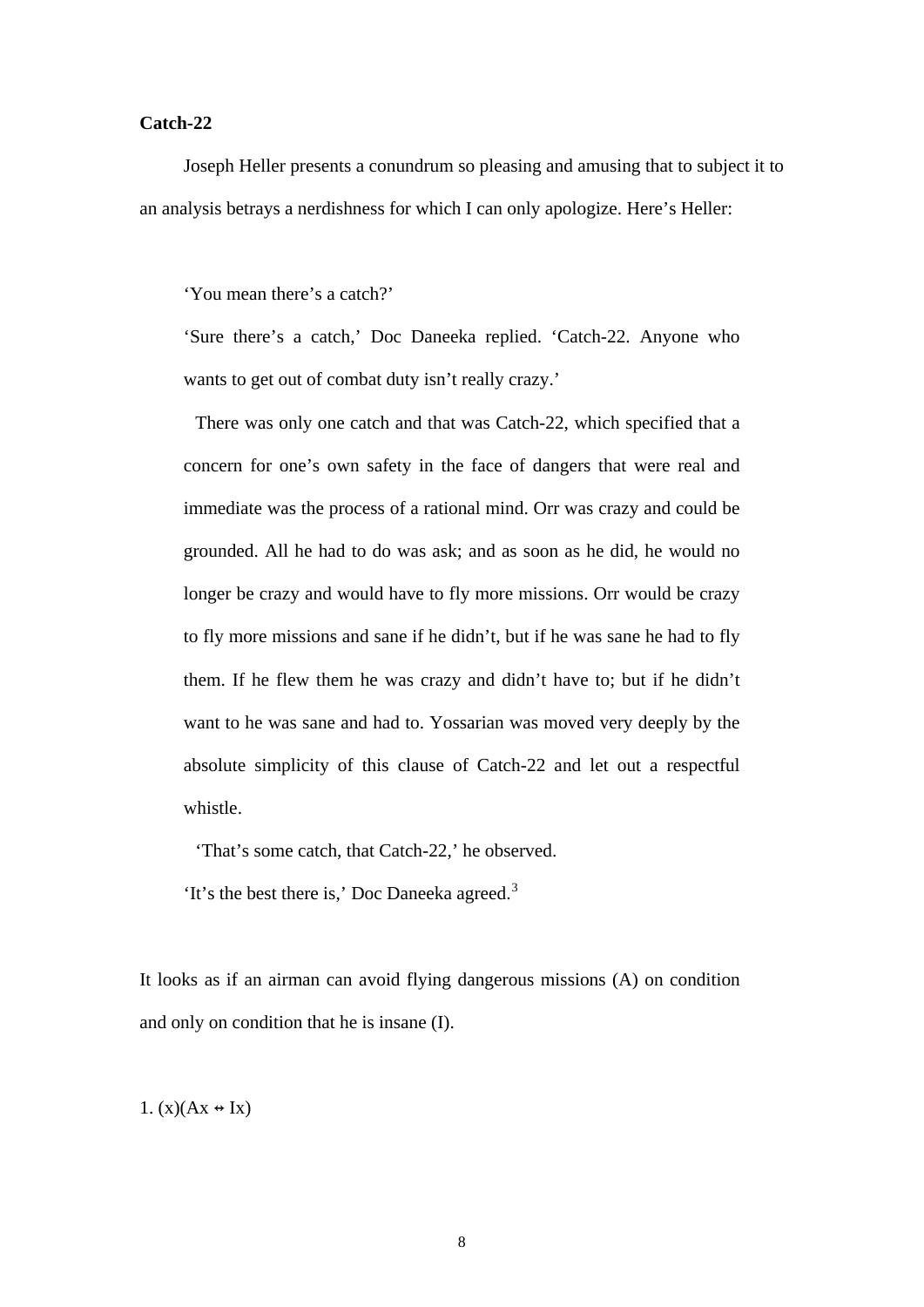**Catch-22**

Joseph Heller presents a conundrum so pleasing and amusing that to subject it to an analysis betrays a nerdishness for which I can only apologize. Here's Heller:

> 'You mean there's a catch?'
>
> 'Sure there's a catch,' Doc Daneeka replied. 'Catch-22. Anyone who wants to get out of combat duty isn't really crazy.'
>
> There was only one catch and that was Catch-22, which specified that a concern for one's own safety in the face of dangers that were real and immediate was the process of a rational mind. Orr was crazy and could be grounded. All he had to do was ask; and as soon as he did, he would no longer be crazy and would have to fly more missions. Orr would be crazy to fly more missions and sane if he didn't, but if he was sane he had to fly them. If he flew them he was crazy and didn't have to; but if he didn't want to he was sane and had to. Yossarian was moved very deeply by the absolute simplicity of this clause of Catch-22 and let out a respectful whistle.
>
> 'That's some catch, that Catch-22,' he observed.
>
> 'It's the best there is,' Doc Daneeka agreed.[3]

It looks as if an airman can avoid flying dangerous missions (A) on condition and only on condition that he is insane (I).

1. $(x)(Ax \leftrightarrow Ix)$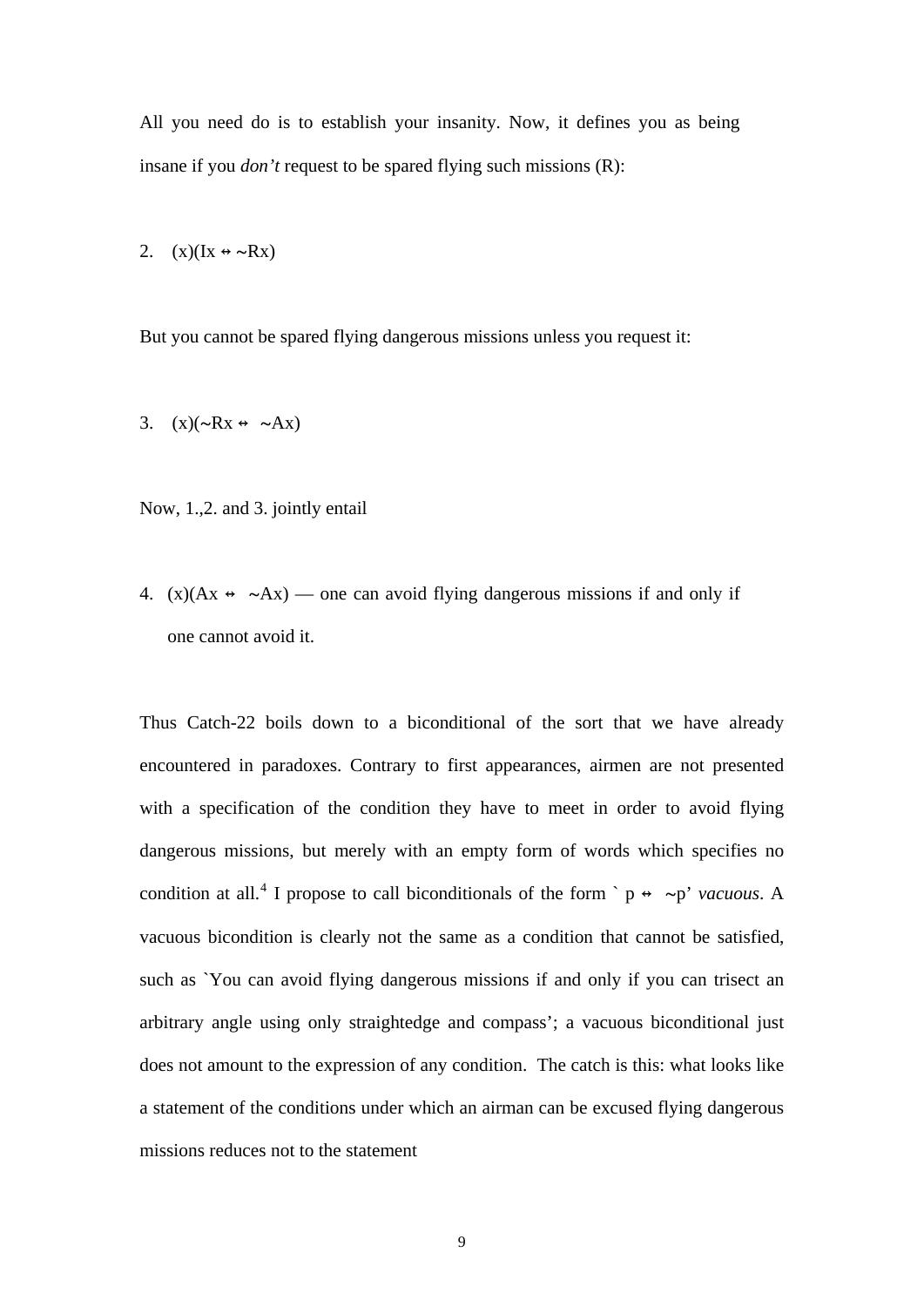All you need do is to establish your insanity. Now, it defines you as being insane if you *don't* request to be spared flying such missions (R):

2. $(x)(Ix \leftrightarrow \sim Rx)$

But you cannot be spared flying dangerous missions unless you request it:

3. $(x)(\sim Rx \leftrightarrow \sim Ax)$

Now, 1.,2. and 3. jointly entail

4. $(x)(Ax \leftrightarrow \sim Ax)$ — one can avoid flying dangerous missions if and only if one cannot avoid it.

Thus Catch-22 boils down to a biconditional of the sort that we have already encountered in paradoxes. Contrary to first appearances, airmen are not presented with a specification of the condition they have to meet in order to avoid flying dangerous missions, but merely with an empty form of words which specifies no condition at all.[4] I propose to call biconditionals of the form `$p \leftrightarrow \sim p$' *vacuous*. A vacuous bicondition is clearly not the same as a condition that cannot be satisfied, such as `You can avoid flying dangerous missions if and only if you can trisect an arbitrary angle using only straightedge and compass'; a vacuous biconditional just does not amount to the expression of any condition. The catch is this: what looks like a statement of the conditions under which an airman can be excused flying dangerous missions reduces not to the statement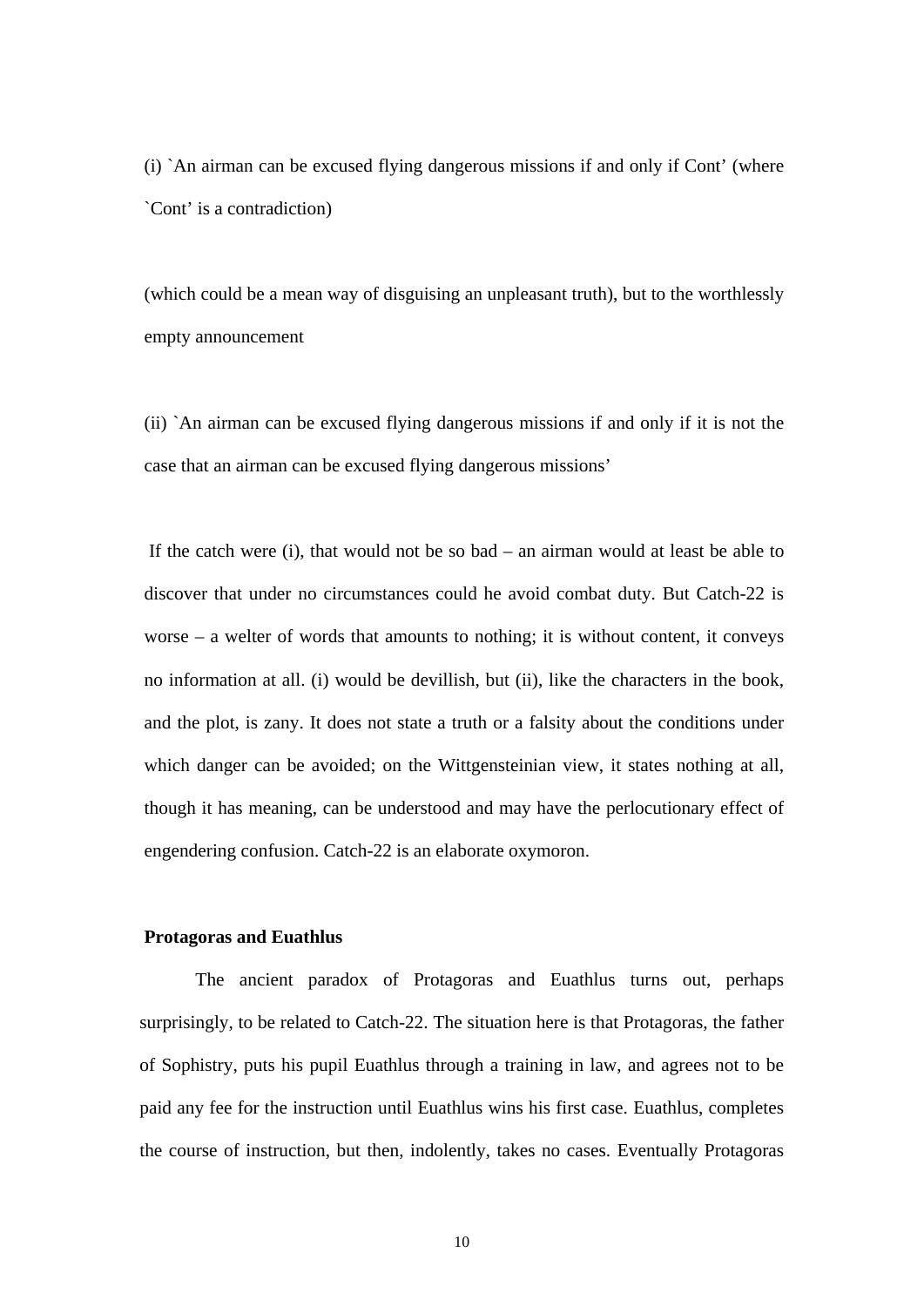(i) `An airman can be excused flying dangerous missions if and only if Cont' (where `Cont' is a contradiction)

(which could be a mean way of disguising an unpleasant truth), but to the worthlessly empty announcement

(ii) `An airman can be excused flying dangerous missions if and only if it is not the case that an airman can be excused flying dangerous missions'

If the catch were (i), that would not be so bad – an airman would at least be able to discover that under no circumstances could he avoid combat duty. But Catch-22 is worse – a welter of words that amounts to nothing; it is without content, it conveys no information at all. (i) would be devillish, but (ii), like the characters in the book, and the plot, is zany. It does not state a truth or a falsity about the conditions under which danger can be avoided; on the Wittgensteinian view, it states nothing at all, though it has meaning, can be understood and may have the perlocutionary effect of engendering confusion. Catch-22 is an elaborate oxymoron.

**Protagoras and Euathlus**

The ancient paradox of Protagoras and Euathlus turns out, perhaps surprisingly, to be related to Catch-22. The situation here is that Protagoras, the father of Sophistry, puts his pupil Euathlus through a training in law, and agrees not to be paid any fee for the instruction until Euathlus wins his first case. Euathlus, completes the course of instruction, but then, indolently, takes no cases. Eventually Protagoras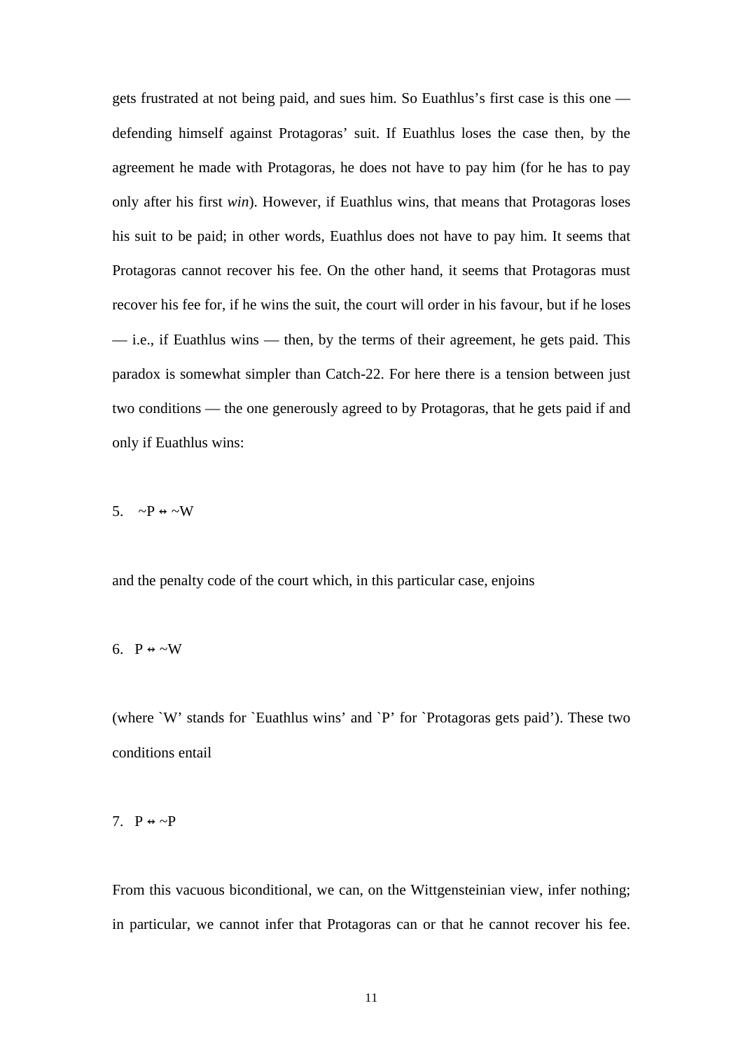gets frustrated at not being paid, and sues him. So Euathlus's first case is this one — defending himself against Protagoras' suit. If Euathlus loses the case then, by the agreement he made with Protagoras, he does not have to pay him (for he has to pay only after his first *win*). However, if Euathlus wins, that means that Protagoras loses his suit to be paid; in other words, Euathlus does not have to pay him. It seems that Protagoras cannot recover his fee. On the other hand, it seems that Protagoras must recover his fee for, if he wins the suit, the court will order in his favour, but if he loses — i.e., if Euathlus wins — then, by the terms of their agreement, he gets paid. This paradox is somewhat simpler than Catch-22. For here there is a tension between just two conditions — the one generously agreed to by Protagoras, that he gets paid if and only if Euathlus wins:

5. $\sim P \leftrightarrow \sim W$

and the penalty code of the court which, in this particular case, enjoins

6. $P \leftrightarrow \sim W$

(where `W' stands for `Euathlus wins' and `P' for `Protagoras gets paid'). These two conditions entail

7. $P \leftrightarrow \sim P$

From this vacuous biconditional, we can, on the Wittgensteinian view, infer nothing; in particular, we cannot infer that Protagoras can or that he cannot recover his fee.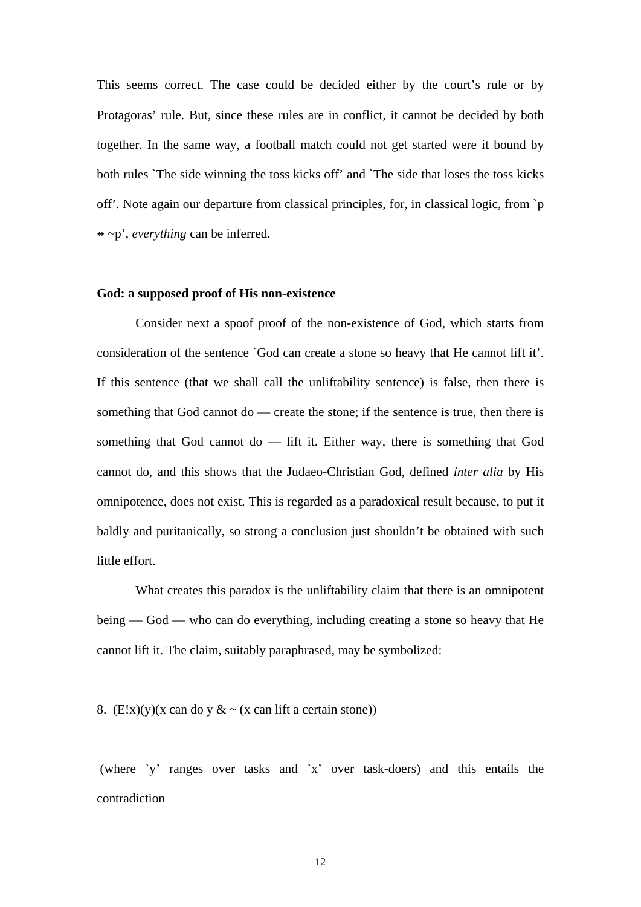This seems correct. The case could be decided either by the court's rule or by Protagoras' rule. But, since these rules are in conflict, it cannot be decided by both together. In the same way, a football match could not get started were it bound by both rules `The side winning the toss kicks off' and `The side that loses the toss kicks off'. Note again our departure from classical principles, for, in classical logic, from `p ↔ ~p', *everything* can be inferred.

**God: a supposed proof of His non-existence**

Consider next a spoof proof of the non-existence of God, which starts from consideration of the sentence `God can create a stone so heavy that He cannot lift it'. If this sentence (that we shall call the unliftability sentence) is false, then there is something that God cannot do — create the stone; if the sentence is true, then there is something that God cannot do — lift it. Either way, there is something that God cannot do, and this shows that the Judaeo-Christian God, defined *inter alia* by His omnipotence, does not exist. This is regarded as a paradoxical result because, to put it baldly and puritanically, so strong a conclusion just shouldn't be obtained with such little effort.

What creates this paradox is the unliftability claim that there is an omnipotent being — God — who can do everything, including creating a stone so heavy that He cannot lift it. The claim, suitably paraphrased, may be symbolized:

8. (E!x)(y)(x can do y & ~ (x can lift a certain stone))

(where `y' ranges over tasks and `x' over task-doers) and this entails the contradiction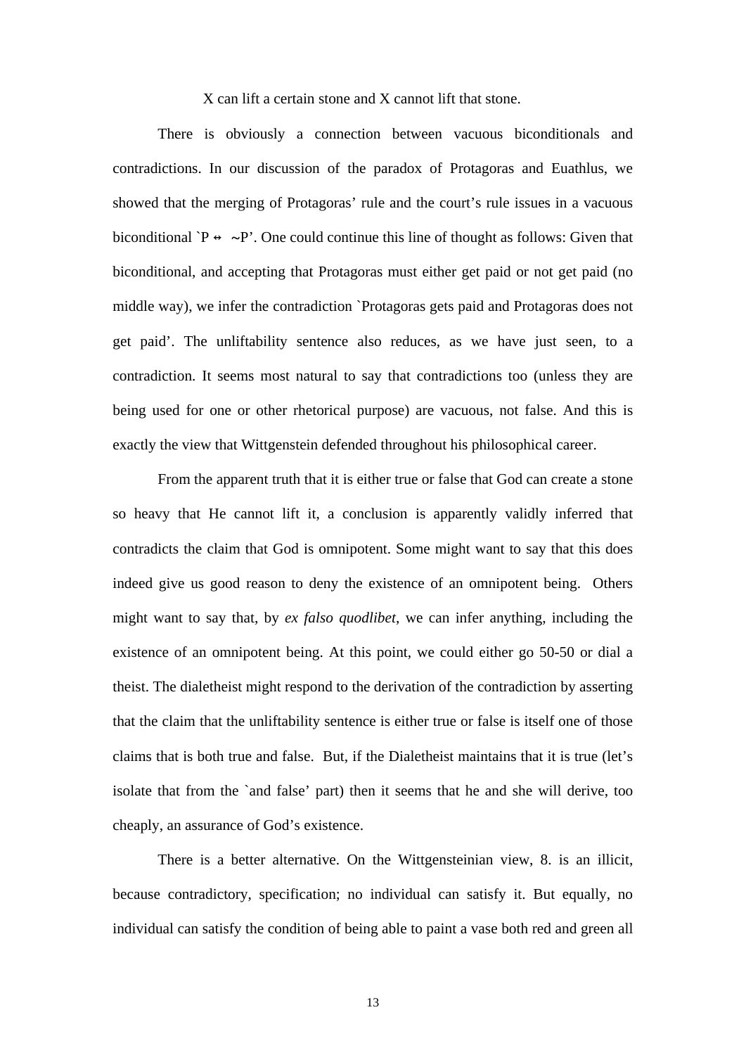X can lift a certain stone and X cannot lift that stone.

There is obviously a connection between vacuous biconditionals and contradictions. In our discussion of the paradox of Protagoras and Euathlus, we showed that the merging of Protagoras' rule and the court's rule issues in a vacuous biconditional `P ↔ ~P'. One could continue this line of thought as follows: Given that biconditional, and accepting that Protagoras must either get paid or not get paid (no middle way), we infer the contradiction `Protagoras gets paid and Protagoras does not get paid'. The unliftability sentence also reduces, as we have just seen, to a contradiction. It seems most natural to say that contradictions too (unless they are being used for one or other rhetorical purpose) are vacuous, not false. And this is exactly the view that Wittgenstein defended throughout his philosophical career.

From the apparent truth that it is either true or false that God can create a stone so heavy that He cannot lift it, a conclusion is apparently validly inferred that contradicts the claim that God is omnipotent. Some might want to say that this does indeed give us good reason to deny the existence of an omnipotent being. Others might want to say that, by *ex falso quodlibet*, we can infer anything, including the existence of an omnipotent being. At this point, we could either go 50-50 or dial a theist. The dialetheist might respond to the derivation of the contradiction by asserting that the claim that the unliftability sentence is either true or false is itself one of those claims that is both true and false. But, if the Dialetheist maintains that it is true (let's isolate that from the `and false' part) then it seems that he and she will derive, too cheaply, an assurance of God's existence.

There is a better alternative. On the Wittgensteinian view, 8. is an illicit, because contradictory, specification; no individual can satisfy it. But equally, no individual can satisfy the condition of being able to paint a vase both red and green all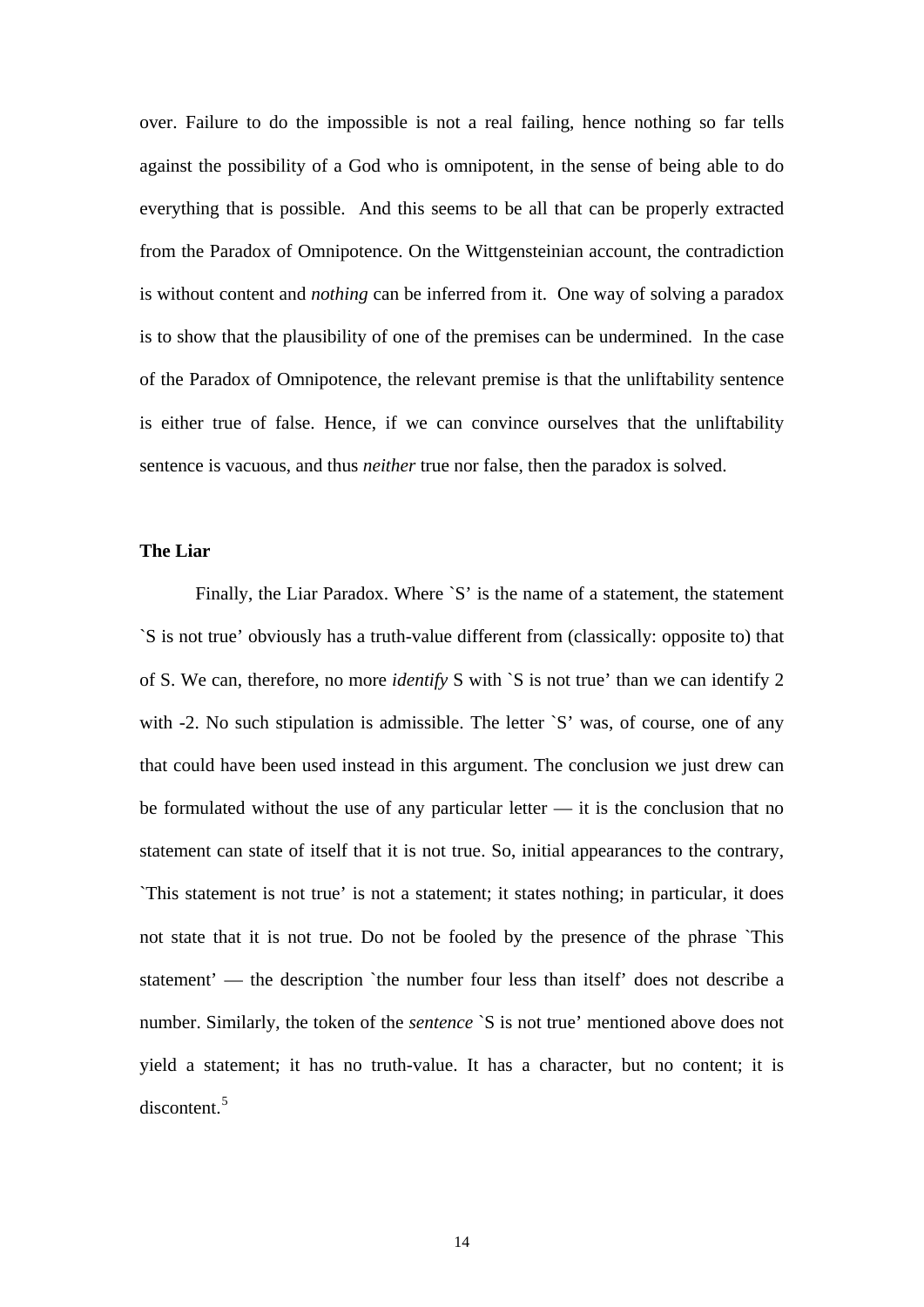over. Failure to do the impossible is not a real failing, hence nothing so far tells against the possibility of a God who is omnipotent, in the sense of being able to do everything that is possible. And this seems to be all that can be properly extracted from the Paradox of Omnipotence. On the Wittgensteinian account, the contradiction is without content and *nothing* can be inferred from it. One way of solving a paradox is to show that the plausibility of one of the premises can be undermined. In the case of the Paradox of Omnipotence, the relevant premise is that the unliftability sentence is either true of false. Hence, if we can convince ourselves that the unliftability sentence is vacuous, and thus *neither* true nor false, then the paradox is solved.

**The Liar**

Finally, the Liar Paradox. Where `S' is the name of a statement, the statement `S is not true' obviously has a truth-value different from (classically: opposite to) that of S. We can, therefore, no more *identify* S with `S is not true' than we can identify 2 with -2. No such stipulation is admissible. The letter `S' was, of course, one of any that could have been used instead in this argument. The conclusion we just drew can be formulated without the use of any particular letter — it is the conclusion that no statement can state of itself that it is not true. So, initial appearances to the contrary, `This statement is not true' is not a statement; it states nothing; in particular, it does not state that it is not true. Do not be fooled by the presence of the phrase `This statement' — the description `the number four less than itself' does not describe a number. Similarly, the token of the *sentence* `S is not true' mentioned above does not yield a statement; it has no truth-value. It has a character, but no content; it is discontent.[5]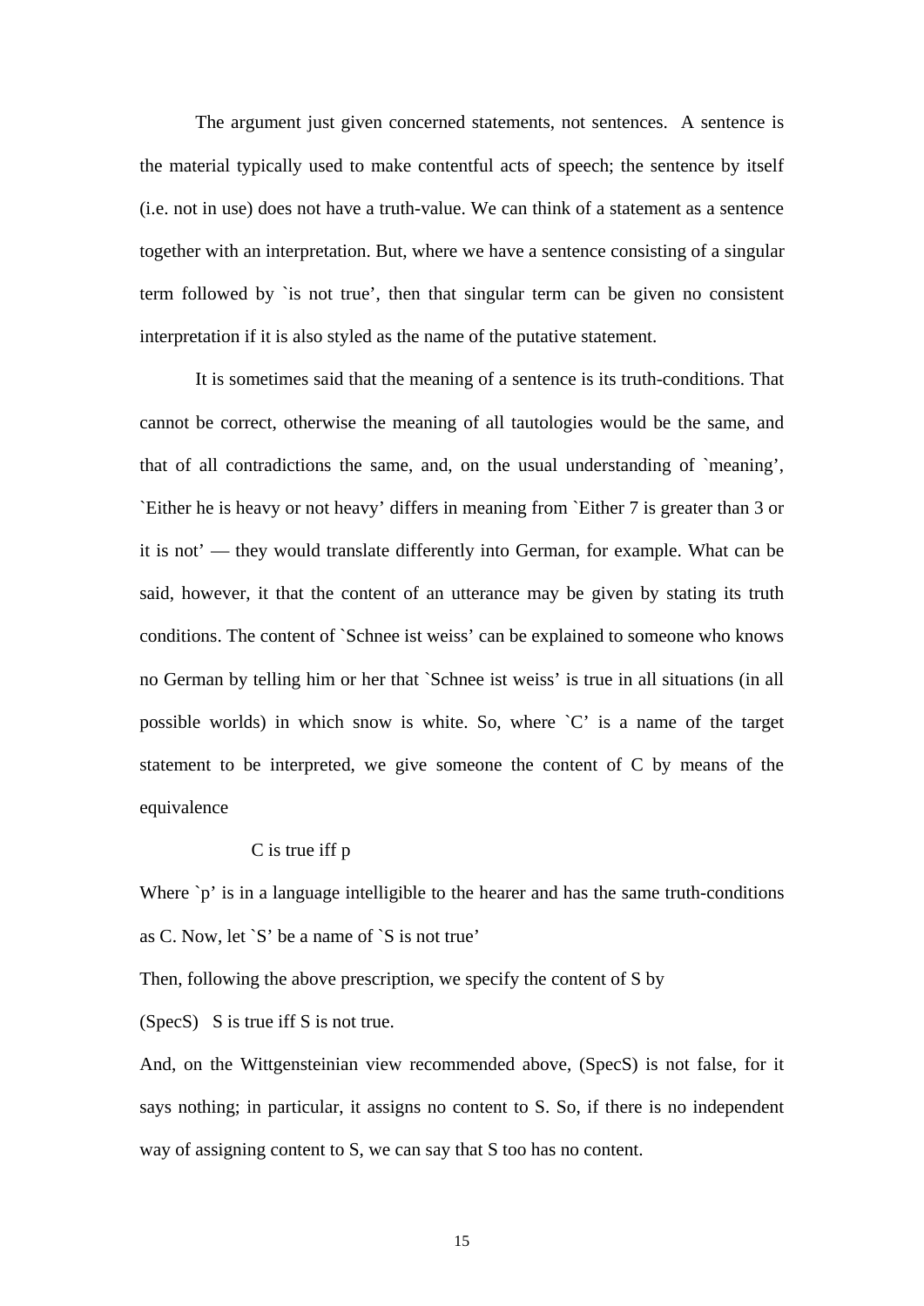The argument just given concerned statements, not sentences. A sentence is the material typically used to make contentful acts of speech; the sentence by itself (i.e. not in use) does not have a truth-value. We can think of a statement as a sentence together with an interpretation. But, where we have a sentence consisting of a singular term followed by `is not true', then that singular term can be given no consistent interpretation if it is also styled as the name of the putative statement.

It is sometimes said that the meaning of a sentence is its truth-conditions. That cannot be correct, otherwise the meaning of all tautologies would be the same, and that of all contradictions the same, and, on the usual understanding of `meaning', `Either he is heavy or not heavy' differs in meaning from `Either 7 is greater than 3 or it is not' — they would translate differently into German, for example. What can be said, however, it that the content of an utterance may be given by stating its truth conditions. The content of `Schnee ist weiss' can be explained to someone who knows no German by telling him or her that `Schnee ist weiss' is true in all situations (in all possible worlds) in which snow is white. So, where `C' is a name of the target statement to be interpreted, we give someone the content of C by means of the equivalence

C is true iff p

Where `p' is in a language intelligible to the hearer and has the same truth-conditions as C. Now, let `S' be a name of `S is not true'

Then, following the above prescription, we specify the content of S by

(SpecS) S is true iff S is not true.

And, on the Wittgensteinian view recommended above, (SpecS) is not false, for it says nothing; in particular, it assigns no content to S. So, if there is no independent way of assigning content to S, we can say that S too has no content.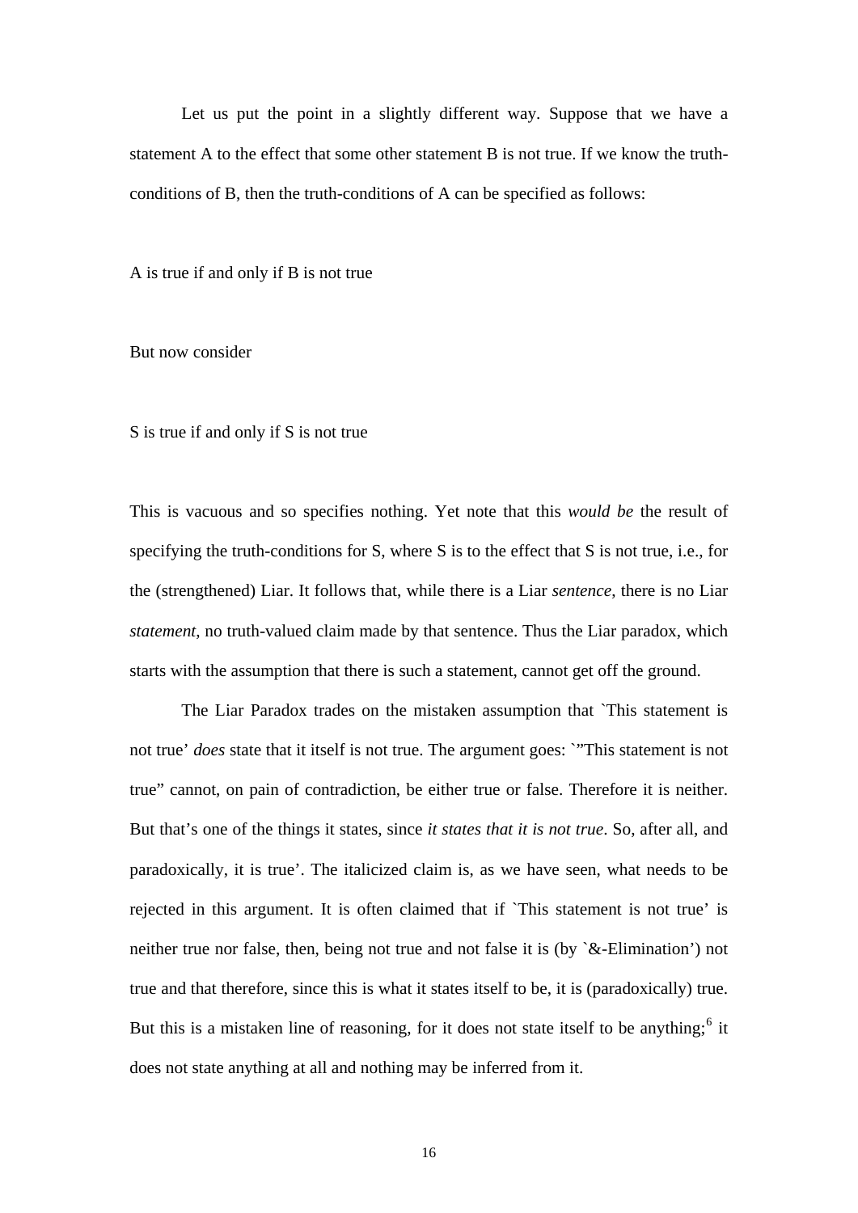Let us put the point in a slightly different way. Suppose that we have a statement A to the effect that some other statement B is not true. If we know the truth-conditions of B, then the truth-conditions of A can be specified as follows:

A is true if and only if B is not true

But now consider

S is true if and only if S is not true

This is vacuous and so specifies nothing. Yet note that this *would be* the result of specifying the truth-conditions for S, where S is to the effect that S is not true, i.e., for the (strengthened) Liar. It follows that, while there is a Liar *sentence*, there is no Liar *statement*, no truth-valued claim made by that sentence. Thus the Liar paradox, which starts with the assumption that there is such a statement, cannot get off the ground.

The Liar Paradox trades on the mistaken assumption that `This statement is not true' *does* state that it itself is not true. The argument goes: `"This statement is not true" cannot, on pain of contradiction, be either true or false. Therefore it is neither. But that's one of the things it states, since *it states that it is not true*. So, after all, and paradoxically, it is true'. The italicized claim is, as we have seen, what needs to be rejected in this argument. It is often claimed that if `This statement is not true' is neither true nor false, then, being not true and not false it is (by `&-Elimination') not true and that therefore, since this is what it states itself to be, it is (paradoxically) true. But this is a mistaken line of reasoning, for it does not state itself to be anything;[6] it does not state anything at all and nothing may be inferred from it.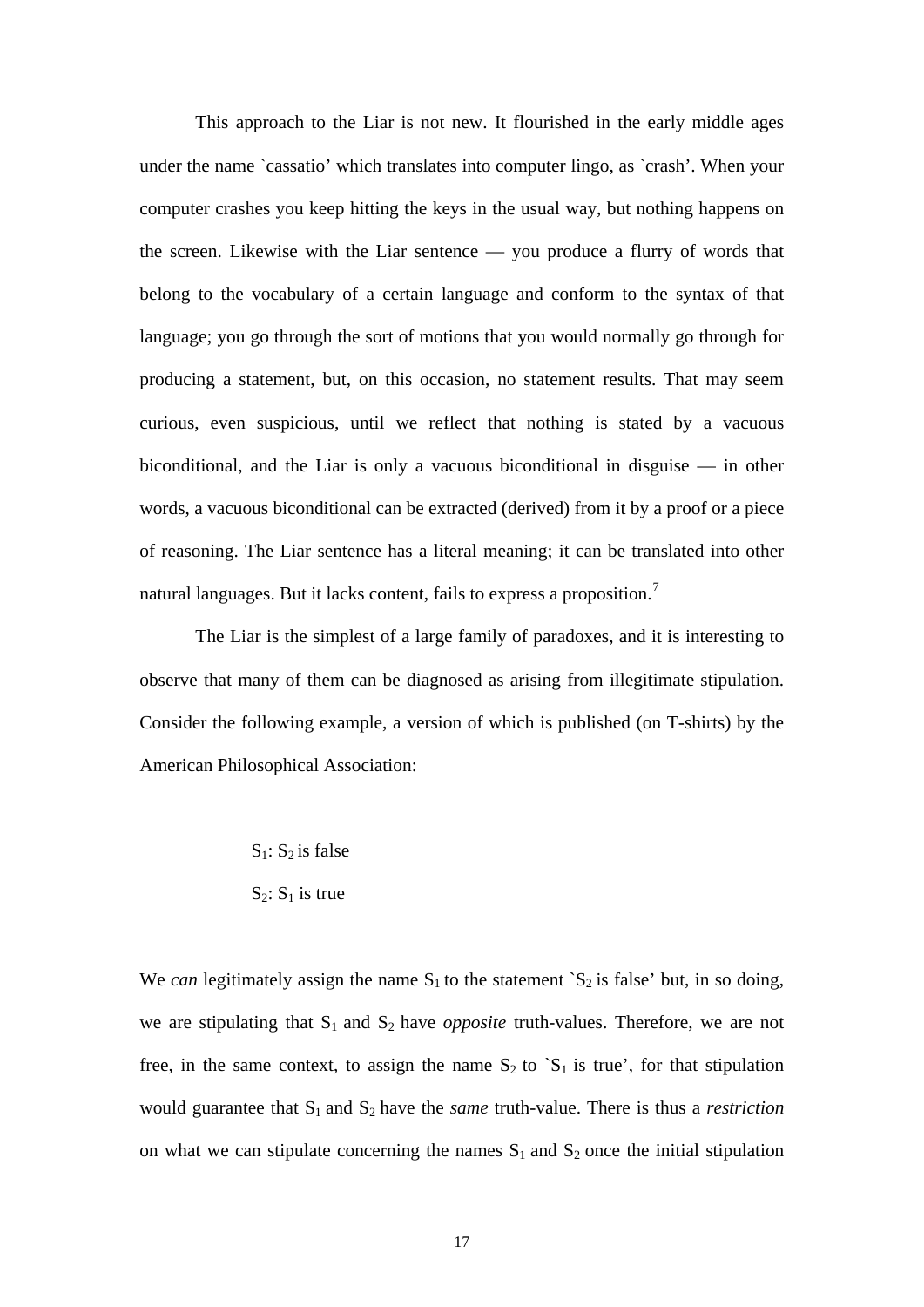This approach to the Liar is not new. It flourished in the early middle ages under the name `cassatio' which translates into computer lingo, as `crash'. When your computer crashes you keep hitting the keys in the usual way, but nothing happens on the screen. Likewise with the Liar sentence — you produce a flurry of words that belong to the vocabulary of a certain language and conform to the syntax of that language; you go through the sort of motions that you would normally go through for producing a statement, but, on this occasion, no statement results. That may seem curious, even suspicious, until we reflect that nothing is stated by a vacuous biconditional, and the Liar is only a vacuous biconditional in disguise — in other words, a vacuous biconditional can be extracted (derived) from it by a proof or a piece of reasoning. The Liar sentence has a literal meaning; it can be translated into other natural languages. But it lacks content, fails to express a proposition.[7]

The Liar is the simplest of a large family of paradoxes, and it is interesting to observe that many of them can be diagnosed as arising from illegitimate stipulation. Consider the following example, a version of which is published (on T-shirts) by the American Philosophical Association:

> $S_1$: $S_2$ is false
>
> $S_2$: $S_1$ is true

We *can* legitimately assign the name $S_1$ to the statement `$S_2$ is false' but, in so doing, we are stipulating that $S_1$ and $S_2$ have *opposite* truth-values. Therefore, we are not free, in the same context, to assign the name $S_2$ to `$S_1$ is true', for that stipulation would guarantee that $S_1$ and $S_2$ have the *same* truth-value. There is thus a *restriction* on what we can stipulate concerning the names $S_1$ and $S_2$ once the initial stipulation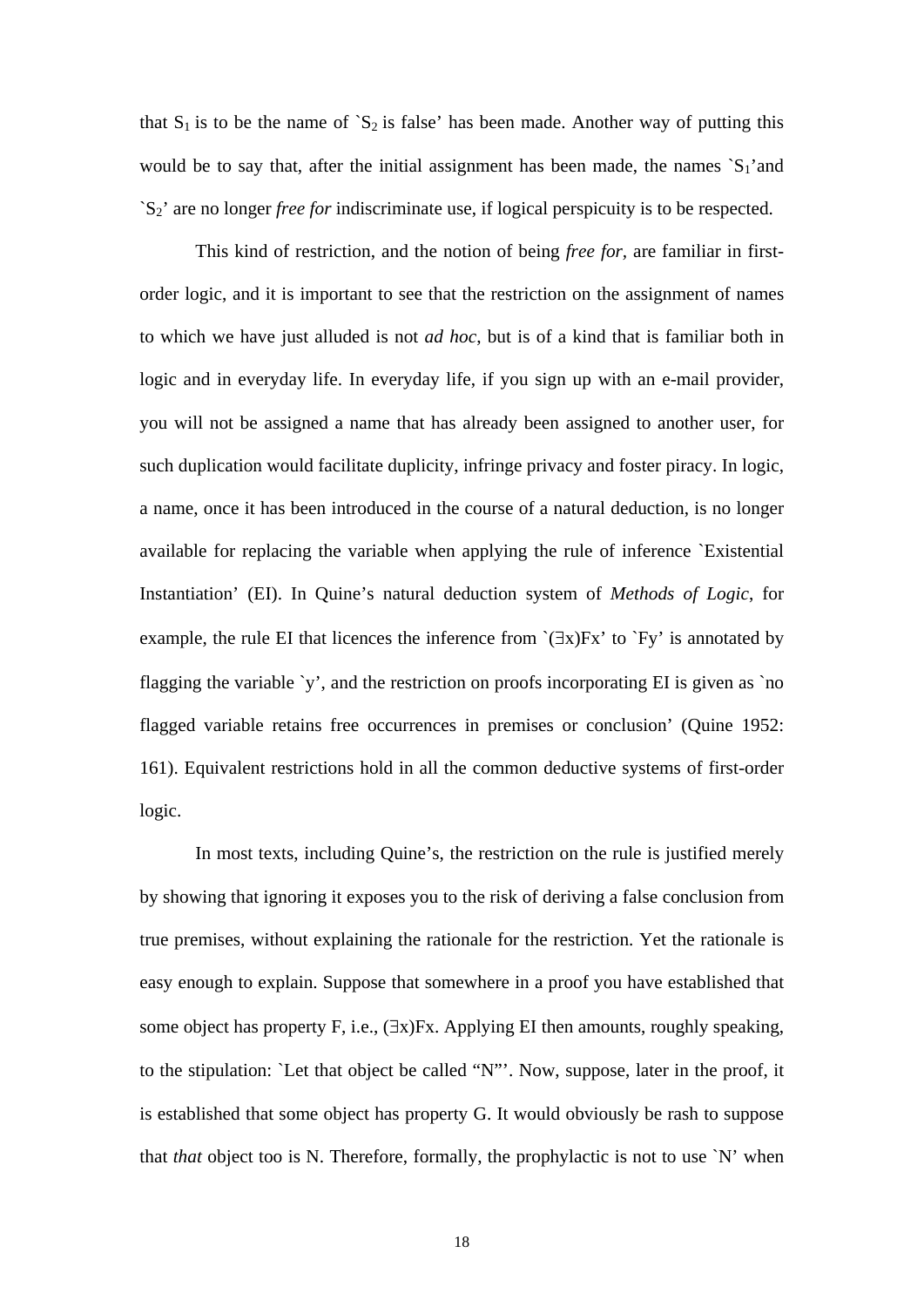that $S_1$ is to be the name of `$S_2$ is false' has been made. Another way of putting this would be to say that, after the initial assignment has been made, the names `$S_1$'and `$S_2$' are no longer *free for* indiscriminate use, if logical perspicuity is to be respected.

This kind of restriction, and the notion of being *free for*, are familiar in first-order logic, and it is important to see that the restriction on the assignment of names to which we have just alluded is not *ad hoc*, but is of a kind that is familiar both in logic and in everyday life. In everyday life, if you sign up with an e-mail provider, you will not be assigned a name that has already been assigned to another user, for such duplication would facilitate duplicity, infringe privacy and foster piracy. In logic, a name, once it has been introduced in the course of a natural deduction, is no longer available for replacing the variable when applying the rule of inference `Existential Instantiation' (EI). In Quine's natural deduction system of *Methods of Logic*, for example, the rule EI that licences the inference from `$(\exists x)Fx$' to `$Fy$' is annotated by flagging the variable `y', and the restriction on proofs incorporating EI is given as `no flagged variable retains free occurrences in premises or conclusion' (Quine 1952: 161). Equivalent restrictions hold in all the common deductive systems of first-order logic.

In most texts, including Quine's, the restriction on the rule is justified merely by showing that ignoring it exposes you to the risk of deriving a false conclusion from true premises, without explaining the rationale for the restriction. Yet the rationale is easy enough to explain. Suppose that somewhere in a proof you have established that some object has property F, i.e., $(\exists x)Fx$. Applying EI then amounts, roughly speaking, to the stipulation: `Let that object be called "N"'. Now, suppose, later in the proof, it is established that some object has property G. It would obviously be rash to suppose that *that* object too is N. Therefore, formally, the prophylactic is not to use `N' when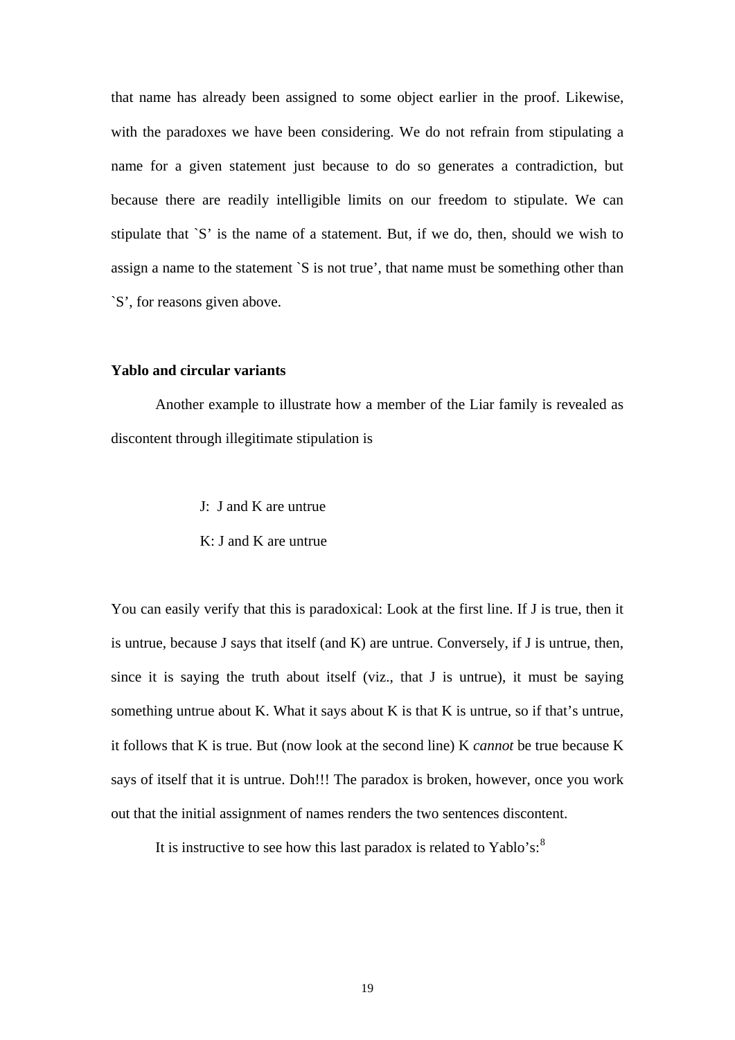that name has already been assigned to some object earlier in the proof. Likewise, with the paradoxes we have been considering. We do not refrain from stipulating a name for a given statement just because to do so generates a contradiction, but because there are readily intelligible limits on our freedom to stipulate. We can stipulate that `S' is the name of a statement. But, if we do, then, should we wish to assign a name to the statement `S is not true', that name must be something other than `S', for reasons given above.

**Yablo and circular variants**

Another example to illustrate how a member of the Liar family is revealed as discontent through illegitimate stipulation is

> J: J and K are untrue
>
> K: J and K are untrue

You can easily verify that this is paradoxical: Look at the first line. If J is true, then it is untrue, because J says that itself (and K) are untrue. Conversely, if J is untrue, then, since it is saying the truth about itself (viz., that J is untrue), it must be saying something untrue about K. What it says about K is that K is untrue, so if that's untrue, it follows that K is true. But (now look at the second line) K *cannot* be true because K says of itself that it is untrue. Doh!!! The paradox is broken, however, once you work out that the initial assignment of names renders the two sentences discontent.

It is instructive to see how this last paradox is related to Yablo's:[8]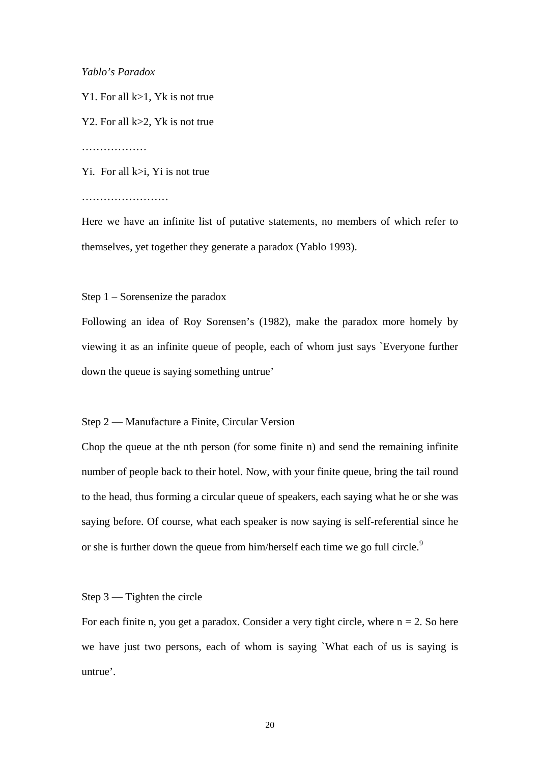*Yablo's Paradox*

Y1. For all k>1, Yk is not true

Y2. For all k>2, Yk is not true

………………

Yi. For all k>i, Yi is not true

……………………

Here we have an infinite list of putative statements, no members of which refer to themselves, yet together they generate a paradox (Yablo 1993).

Step 1 – Sorensenize the paradox

Following an idea of Roy Sorensen's (1982), make the paradox more homely by viewing it as an infinite queue of people, each of whom just says `Everyone further down the queue is saying something untrue'

Step 2 — Manufacture a Finite, Circular Version

Chop the queue at the nth person (for some finite n) and send the remaining infinite number of people back to their hotel. Now, with your finite queue, bring the tail round to the head, thus forming a circular queue of speakers, each saying what he or she was saying before. Of course, what each speaker is now saying is self-referential since he or she is further down the queue from him/herself each time we go full circle.[9]

Step 3 — Tighten the circle

For each finite n, you get a paradox. Consider a very tight circle, where n = 2. So here we have just two persons, each of whom is saying `What each of us is saying is untrue'.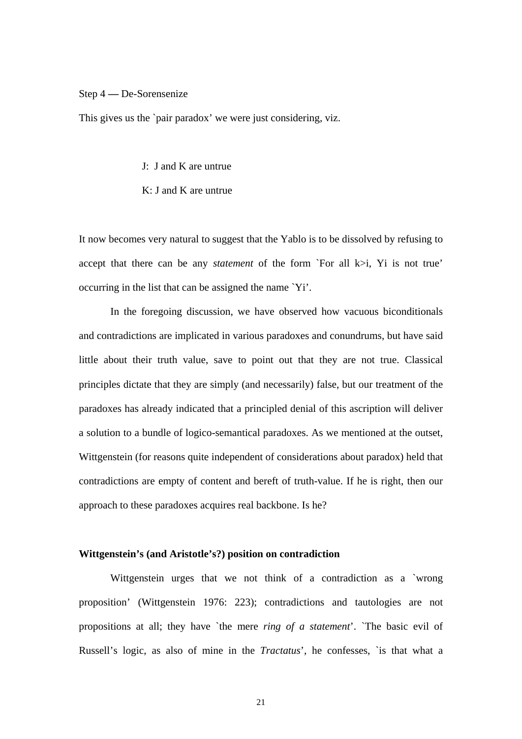Step 4 — De-Sorensenize

This gives us the `pair paradox' we were just considering, viz.

J: J and K are untrue

K: J and K are untrue

It now becomes very natural to suggest that the Yablo is to be dissolved by refusing to accept that there can be any *statement* of the form `For all k>i, Yi is not true' occurring in the list that can be assigned the name `Yi'.

In the foregoing discussion, we have observed how vacuous biconditionals and contradictions are implicated in various paradoxes and conundrums, but have said little about their truth value, save to point out that they are not true. Classical principles dictate that they are simply (and necessarily) false, but our treatment of the paradoxes has already indicated that a principled denial of this ascription will deliver a solution to a bundle of logico-semantical paradoxes. As we mentioned at the outset, Wittgenstein (for reasons quite independent of considerations about paradox) held that contradictions are empty of content and bereft of truth-value. If he is right, then our approach to these paradoxes acquires real backbone. Is he?

**Wittgenstein's (and Aristotle's?) position on contradiction**

Wittgenstein urges that we not think of a contradiction as a `wrong proposition' (Wittgenstein 1976: 223); contradictions and tautologies are not propositions at all; they have `the mere *ring of a statement*'. `The basic evil of Russell's logic, as also of mine in the *Tractatus*', he confesses, `is that what a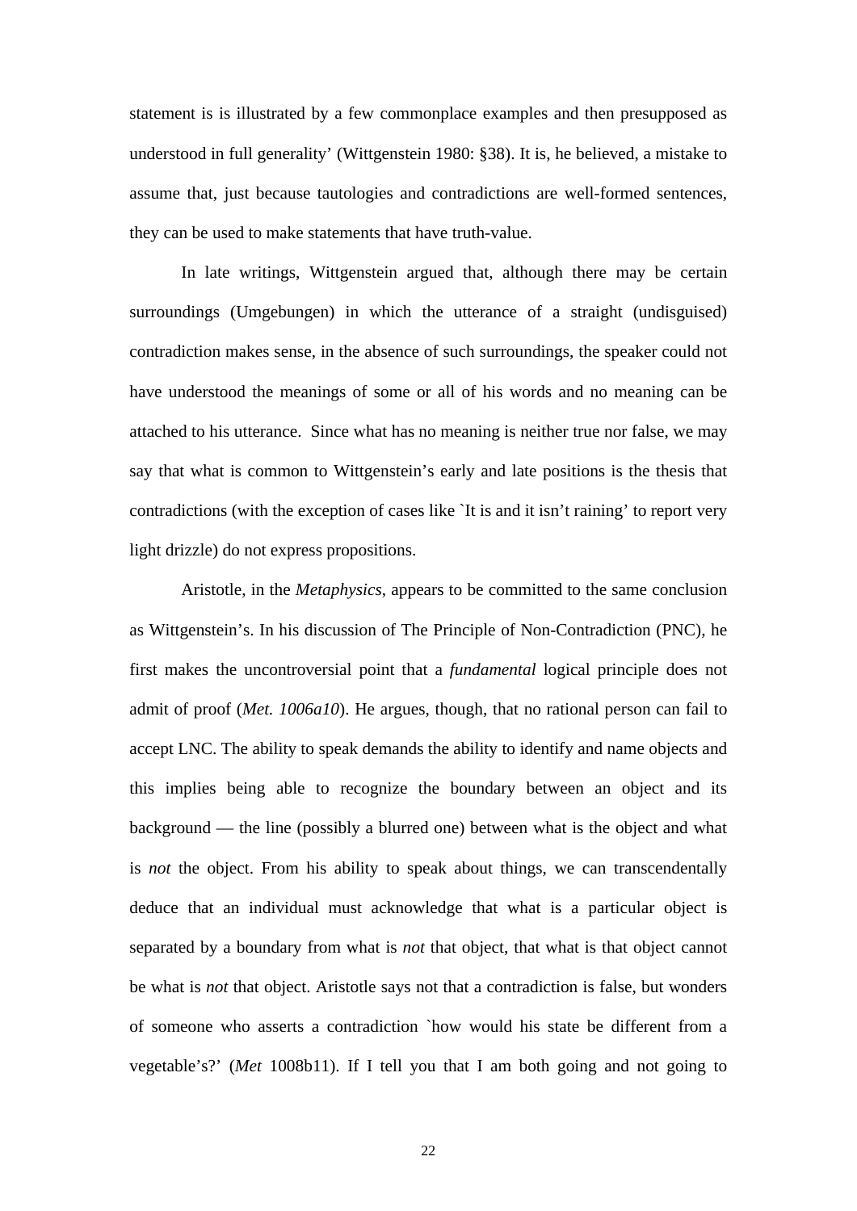statement is is illustrated by a few commonplace examples and then presupposed as understood in full generality' (Wittgenstein 1980: §38). It is, he believed, a mistake to assume that, just because tautologies and contradictions are well-formed sentences, they can be used to make statements that have truth-value.

In late writings, Wittgenstein argued that, although there may be certain surroundings (Umgebungen) in which the utterance of a straight (undisguised) contradiction makes sense, in the absence of such surroundings, the speaker could not have understood the meanings of some or all of his words and no meaning can be attached to his utterance. Since what has no meaning is neither true nor false, we may say that what is common to Wittgenstein's early and late positions is the thesis that contradictions (with the exception of cases like `It is and it isn't raining' to report very light drizzle) do not express propositions.

Aristotle, in the *Metaphysics*, appears to be committed to the same conclusion as Wittgenstein's. In his discussion of The Principle of Non-Contradiction (PNC), he first makes the uncontroversial point that a *fundamental* logical principle does not admit of proof (*Met. 1006a10*). He argues, though, that no rational person can fail to accept LNC. The ability to speak demands the ability to identify and name objects and this implies being able to recognize the boundary between an object and its background — the line (possibly a blurred one) between what is the object and what is *not* the object. From his ability to speak about things, we can transcendentally deduce that an individual must acknowledge that what is a particular object is separated by a boundary from what is *not* that object, that what is that object cannot be what is *not* that object. Aristotle says not that a contradiction is false, but wonders of someone who asserts a contradiction `how would his state be different from a vegetable's?' (*Met* 1008b11). If I tell you that I am both going and not going to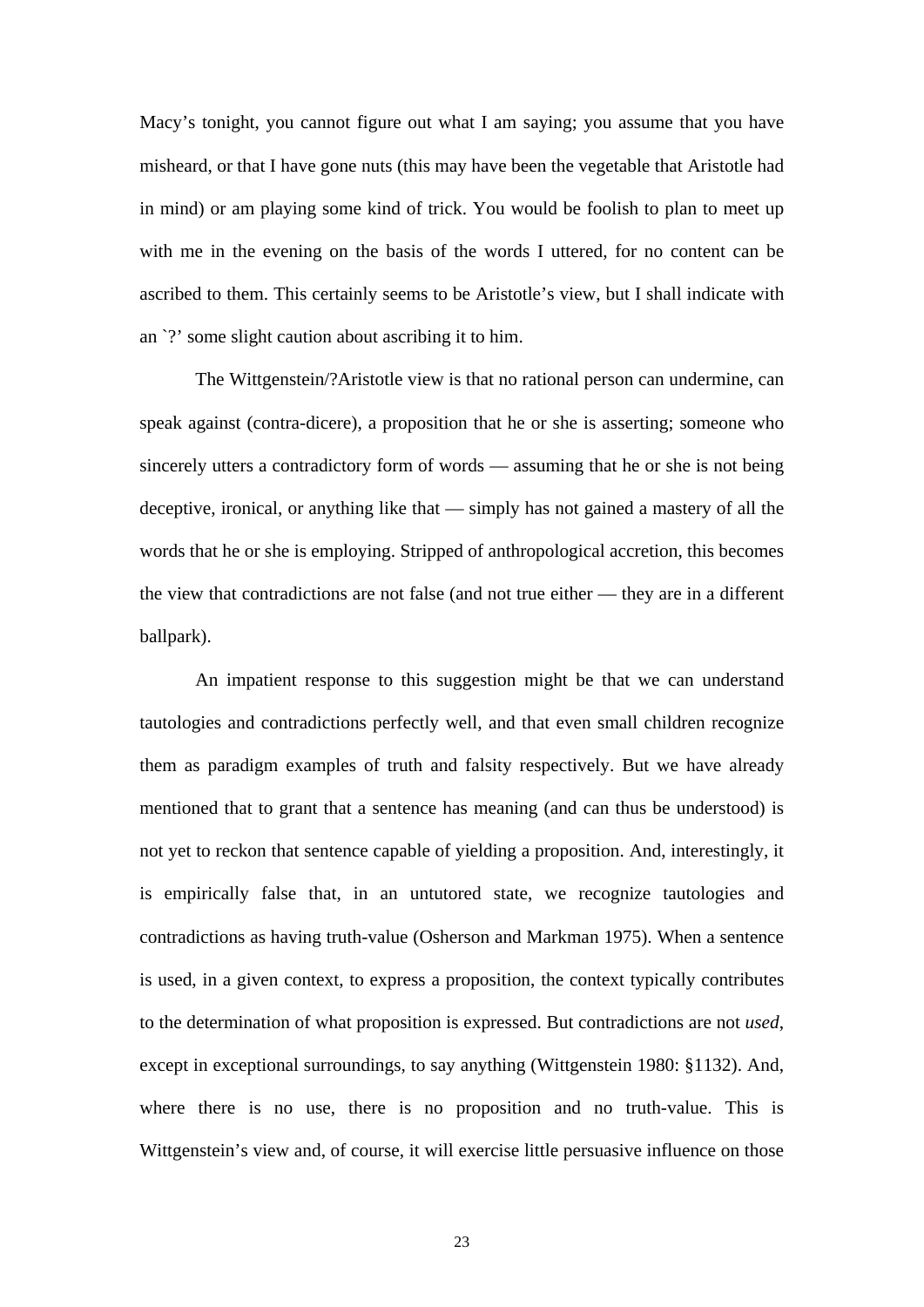Macy's tonight, you cannot figure out what I am saying; you assume that you have misheard, or that I have gone nuts (this may have been the vegetable that Aristotle had in mind) or am playing some kind of trick. You would be foolish to plan to meet up with me in the evening on the basis of the words I uttered, for no content can be ascribed to them. This certainly seems to be Aristotle's view, but I shall indicate with an `?' some slight caution about ascribing it to him.

The Wittgenstein/?Aristotle view is that no rational person can undermine, can speak against (contra-dicere), a proposition that he or she is asserting; someone who sincerely utters a contradictory form of words — assuming that he or she is not being deceptive, ironical, or anything like that — simply has not gained a mastery of all the words that he or she is employing. Stripped of anthropological accretion, this becomes the view that contradictions are not false (and not true either — they are in a different ballpark).

An impatient response to this suggestion might be that we can understand tautologies and contradictions perfectly well, and that even small children recognize them as paradigm examples of truth and falsity respectively. But we have already mentioned that to grant that a sentence has meaning (and can thus be understood) is not yet to reckon that sentence capable of yielding a proposition. And, interestingly, it is empirically false that, in an untutored state, we recognize tautologies and contradictions as having truth-value (Osherson and Markman 1975). When a sentence is used, in a given context, to express a proposition, the context typically contributes to the determination of what proposition is expressed. But contradictions are not *used*, except in exceptional surroundings, to say anything (Wittgenstein 1980: §1132). And, where there is no use, there is no proposition and no truth-value. This is Wittgenstein's view and, of course, it will exercise little persuasive influence on those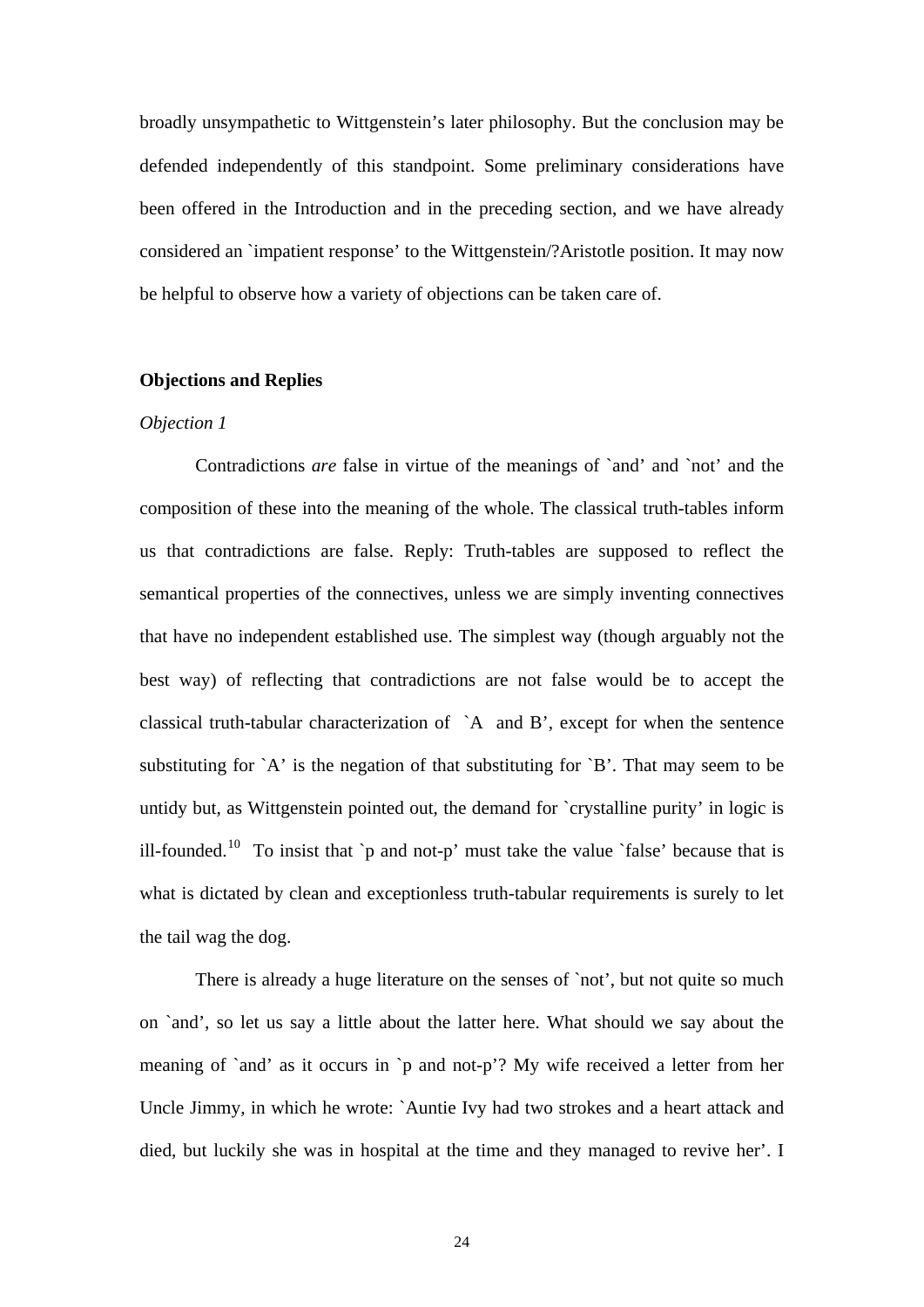broadly unsympathetic to Wittgenstein's later philosophy. But the conclusion may be defended independently of this standpoint. Some preliminary considerations have been offered in the Introduction and in the preceding section, and we have already considered an `impatient response' to the Wittgenstein/?Aristotle position. It may now be helpful to observe how a variety of objections can be taken care of.

**Objections and Replies**

*Objection 1*

Contradictions *are* false in virtue of the meanings of `and' and `not' and the composition of these into the meaning of the whole. The classical truth-tables inform us that contradictions are false. Reply: Truth-tables are supposed to reflect the semantical properties of the connectives, unless we are simply inventing connectives that have no independent established use. The simplest way (though arguably not the best way) of reflecting that contradictions are not false would be to accept the classical truth-tabular characterization of `A and B', except for when the sentence substituting for `A' is the negation of that substituting for `B'. That may seem to be untidy but, as Wittgenstein pointed out, the demand for `crystalline purity' in logic is ill-founded.[10] To insist that `p and not-p' must take the value `false' because that is what is dictated by clean and exceptionless truth-tabular requirements is surely to let the tail wag the dog.

There is already a huge literature on the senses of `not', but not quite so much on `and', so let us say a little about the latter here. What should we say about the meaning of `and' as it occurs in `p and not-p'? My wife received a letter from her Uncle Jimmy, in which he wrote: `Auntie Ivy had two strokes and a heart attack and died, but luckily she was in hospital at the time and they managed to revive her'. I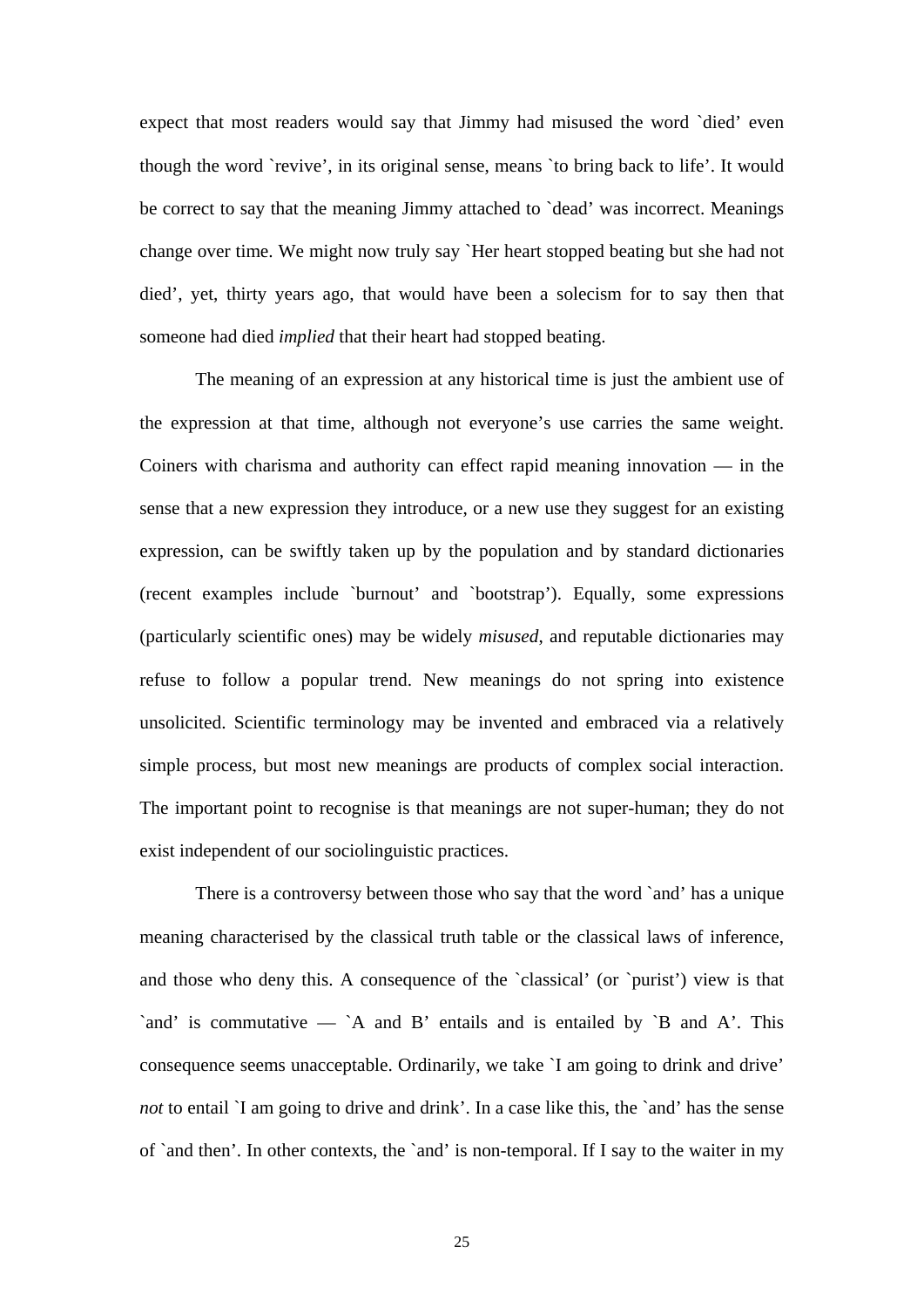expect that most readers would say that Jimmy had misused the word `died' even though the word `revive', in its original sense, means `to bring back to life'. It would be correct to say that the meaning Jimmy attached to `dead' was incorrect. Meanings change over time. We might now truly say `Her heart stopped beating but she had not died', yet, thirty years ago, that would have been a solecism for to say then that someone had died *implied* that their heart had stopped beating.

The meaning of an expression at any historical time is just the ambient use of the expression at that time, although not everyone's use carries the same weight. Coiners with charisma and authority can effect rapid meaning innovation — in the sense that a new expression they introduce, or a new use they suggest for an existing expression, can be swiftly taken up by the population and by standard dictionaries (recent examples include `burnout' and `bootstrap'). Equally, some expressions (particularly scientific ones) may be widely *misused*, and reputable dictionaries may refuse to follow a popular trend. New meanings do not spring into existence unsolicited. Scientific terminology may be invented and embraced via a relatively simple process, but most new meanings are products of complex social interaction. The important point to recognise is that meanings are not super-human; they do not exist independent of our sociolinguistic practices.

There is a controversy between those who say that the word `and' has a unique meaning characterised by the classical truth table or the classical laws of inference, and those who deny this. A consequence of the `classical' (or `purist') view is that `and' is commutative — `A and B' entails and is entailed by `B and A'. This consequence seems unacceptable. Ordinarily, we take `I am going to drink and drive' *not* to entail `I am going to drive and drink'. In a case like this, the `and' has the sense of `and then'. In other contexts, the `and' is non-temporal. If I say to the waiter in my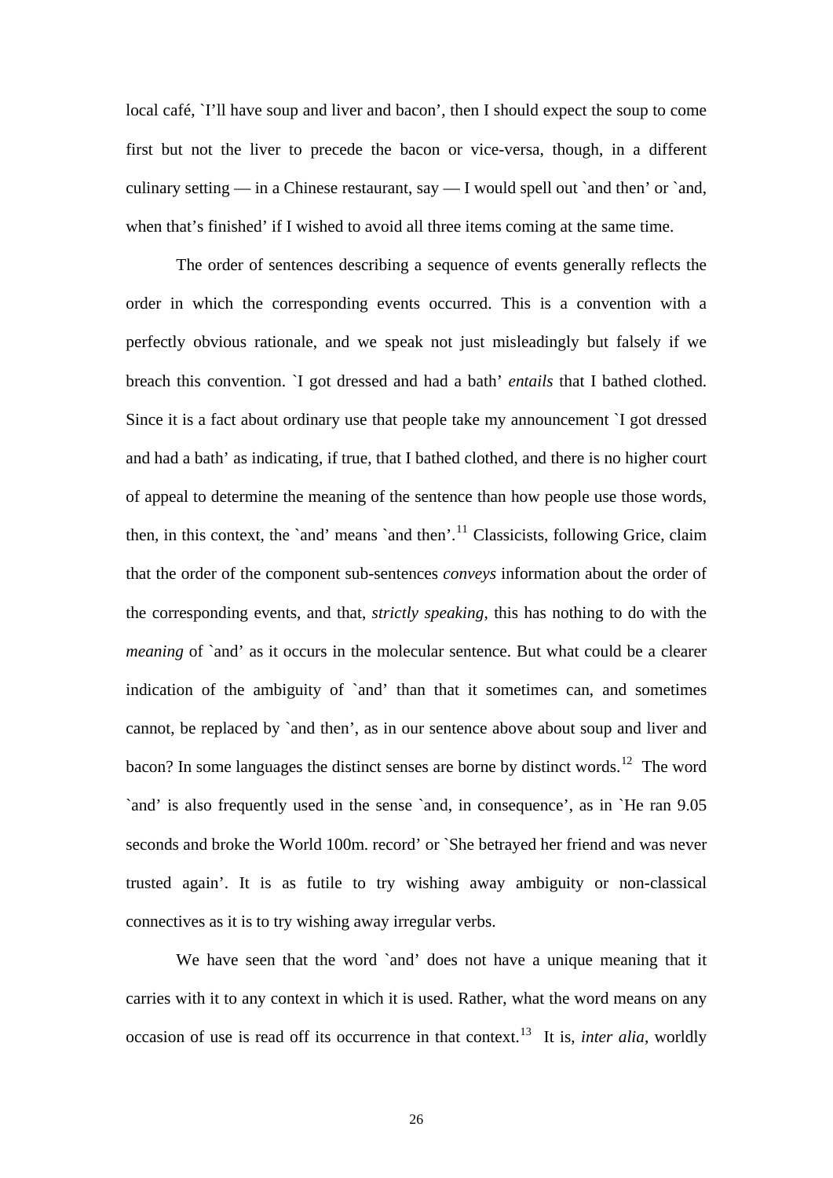local café, `I'll have soup and liver and bacon', then I should expect the soup to come first but not the liver to precede the bacon or vice-versa, though, in a different culinary setting — in a Chinese restaurant, say — I would spell out `and then' or `and, when that's finished' if I wished to avoid all three items coming at the same time.

The order of sentences describing a sequence of events generally reflects the order in which the corresponding events occurred. This is a convention with a perfectly obvious rationale, and we speak not just misleadingly but falsely if we breach this convention. `I got dressed and had a bath' *entails* that I bathed clothed. Since it is a fact about ordinary use that people take my announcement `I got dressed and had a bath' as indicating, if true, that I bathed clothed, and there is no higher court of appeal to determine the meaning of the sentence than how people use those words, then, in this context, the `and' means `and then'.[11] Classicists, following Grice, claim that the order of the component sub-sentences *conveys* information about the order of the corresponding events, and that, *strictly speaking*, this has nothing to do with the *meaning* of `and' as it occurs in the molecular sentence. But what could be a clearer indication of the ambiguity of `and' than that it sometimes can, and sometimes cannot, be replaced by `and then', as in our sentence above about soup and liver and bacon? In some languages the distinct senses are borne by distinct words.[12] The word `and' is also frequently used in the sense `and, in consequence', as in `He ran 9.05 seconds and broke the World 100m. record' or `She betrayed her friend and was never trusted again'. It is as futile to try wishing away ambiguity or non-classical connectives as it is to try wishing away irregular verbs.

We have seen that the word `and' does not have a unique meaning that it carries with it to any context in which it is used. Rather, what the word means on any occasion of use is read off its occurrence in that context.[13] It is, *inter alia*, worldly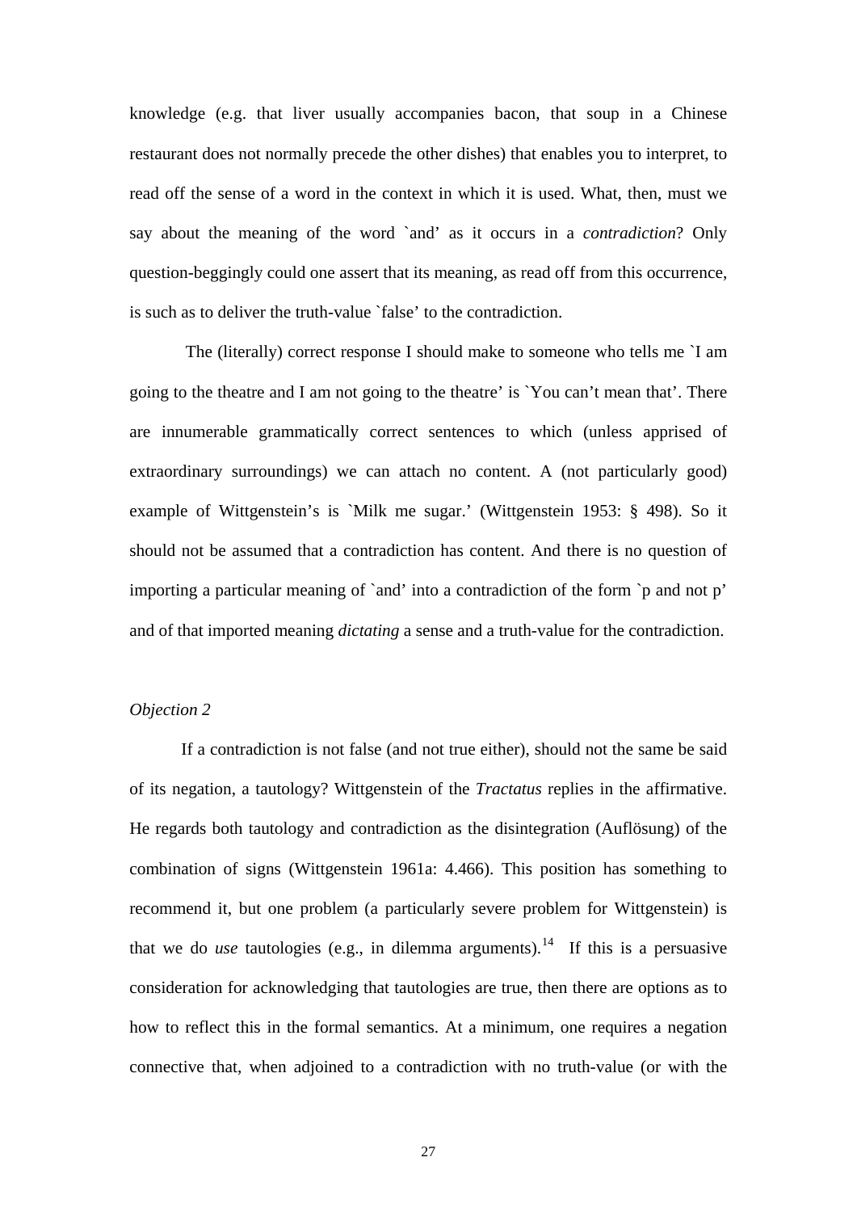knowledge (e.g. that liver usually accompanies bacon, that soup in a Chinese restaurant does not normally precede the other dishes) that enables you to interpret, to read off the sense of a word in the context in which it is used. What, then, must we say about the meaning of the word `and' as it occurs in a *contradiction*? Only question-beggingly could one assert that its meaning, as read off from this occurrence, is such as to deliver the truth-value `false' to the contradiction.

The (literally) correct response I should make to someone who tells me `I am going to the theatre and I am not going to the theatre' is `You can't mean that'. There are innumerable grammatically correct sentences to which (unless apprised of extraordinary surroundings) we can attach no content. A (not particularly good) example of Wittgenstein's is `Milk me sugar.' (Wittgenstein 1953: § 498). So it should not be assumed that a contradiction has content. And there is no question of importing a particular meaning of `and' into a contradiction of the form `p and not p' and of that imported meaning *dictating* a sense and a truth-value for the contradiction.

*Objection 2*

If a contradiction is not false (and not true either), should not the same be said of its negation, a tautology? Wittgenstein of the *Tractatus* replies in the affirmative. He regards both tautology and contradiction as the disintegration (Auflösung) of the combination of signs (Wittgenstein 1961a: 4.466). This position has something to recommend it, but one problem (a particularly severe problem for Wittgenstein) is that we do *use* tautologies (e.g., in dilemma arguments).[14] If this is a persuasive consideration for acknowledging that tautologies are true, then there are options as to how to reflect this in the formal semantics. At a minimum, one requires a negation connective that, when adjoined to a contradiction with no truth-value (or with the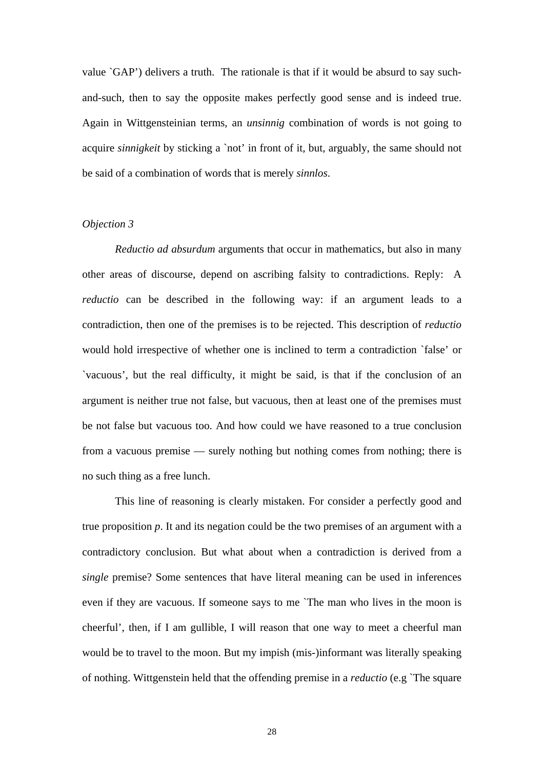value `GAP') delivers a truth. The rationale is that if it would be absurd to say such-and-such, then to say the opposite makes perfectly good sense and is indeed true. Again in Wittgensteinian terms, an *unsinnig* combination of words is not going to acquire *sinnigkeit* by sticking a `not' in front of it, but, arguably, the same should not be said of a combination of words that is merely *sinnlos*.

*Objection 3*

*Reductio ad absurdum* arguments that occur in mathematics, but also in many other areas of discourse, depend on ascribing falsity to contradictions. Reply: A *reductio* can be described in the following way: if an argument leads to a contradiction, then one of the premises is to be rejected. This description of *reductio* would hold irrespective of whether one is inclined to term a contradiction `false' or `vacuous', but the real difficulty, it might be said, is that if the conclusion of an argument is neither true not false, but vacuous, then at least one of the premises must be not false but vacuous too. And how could we have reasoned to a true conclusion from a vacuous premise — surely nothing but nothing comes from nothing; there is no such thing as a free lunch.

This line of reasoning is clearly mistaken. For consider a perfectly good and true proposition *p*. It and its negation could be the two premises of an argument with a contradictory conclusion. But what about when a contradiction is derived from a *single* premise? Some sentences that have literal meaning can be used in inferences even if they are vacuous. If someone says to me `The man who lives in the moon is cheerful', then, if I am gullible, I will reason that one way to meet a cheerful man would be to travel to the moon. But my impish (mis-)informant was literally speaking of nothing. Wittgenstein held that the offending premise in a *reductio* (e.g `The square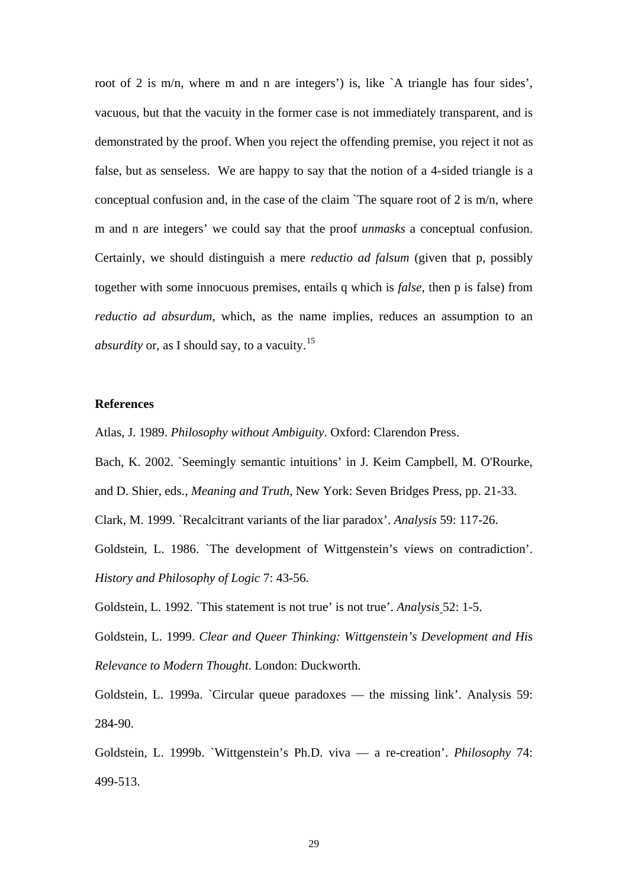root of 2 is m/n, where m and n are integers') is, like `A triangle has four sides', vacuous, but that the vacuity in the former case is not immediately transparent, and is demonstrated by the proof. When you reject the offending premise, you reject it not as false, but as senseless. We are happy to say that the notion of a 4-sided triangle is a conceptual confusion and, in the case of the claim `The square root of 2 is m/n, where m and n are integers' we could say that the proof *unmasks* a conceptual confusion. Certainly, we should distinguish a mere *reductio ad falsum* (given that p, possibly together with some innocuous premises, entails q which is *false*, then p is false) from *reductio ad absurdum*, which, as the name implies, reduces an assumption to an *absurdity* or, as I should say, to a vacuity.[15]

**References**

Atlas, J. 1989. *Philosophy without Ambiguity*. Oxford: Clarendon Press.

Bach, K. 2002. `Seemingly semantic intuitions' in J. Keim Campbell, M. O'Rourke, and D. Shier, eds., *Meaning and Truth*, New York: Seven Bridges Press, pp. 21-33.

Clark, M. 1999. `Recalcitrant variants of the liar paradox'. *Analysis* 59: 117-26.

Goldstein, L. 1986. `The development of Wittgenstein's views on contradiction'. *History and Philosophy of Logic* 7: 43-56.

Goldstein, L. 1992. `This statement is not true' is not true'. *Analysis* 52: 1-5.

Goldstein, L. 1999. *Clear and Queer Thinking: Wittgenstein's Development and His Relevance to Modern Thought*. London: Duckworth.

Goldstein, L. 1999a. `Circular queue paradoxes — the missing link'. Analysis 59: 284-90.

Goldstein, L. 1999b. `Wittgenstein's Ph.D. viva — a re-creation'. *Philosophy* 74: 499-513.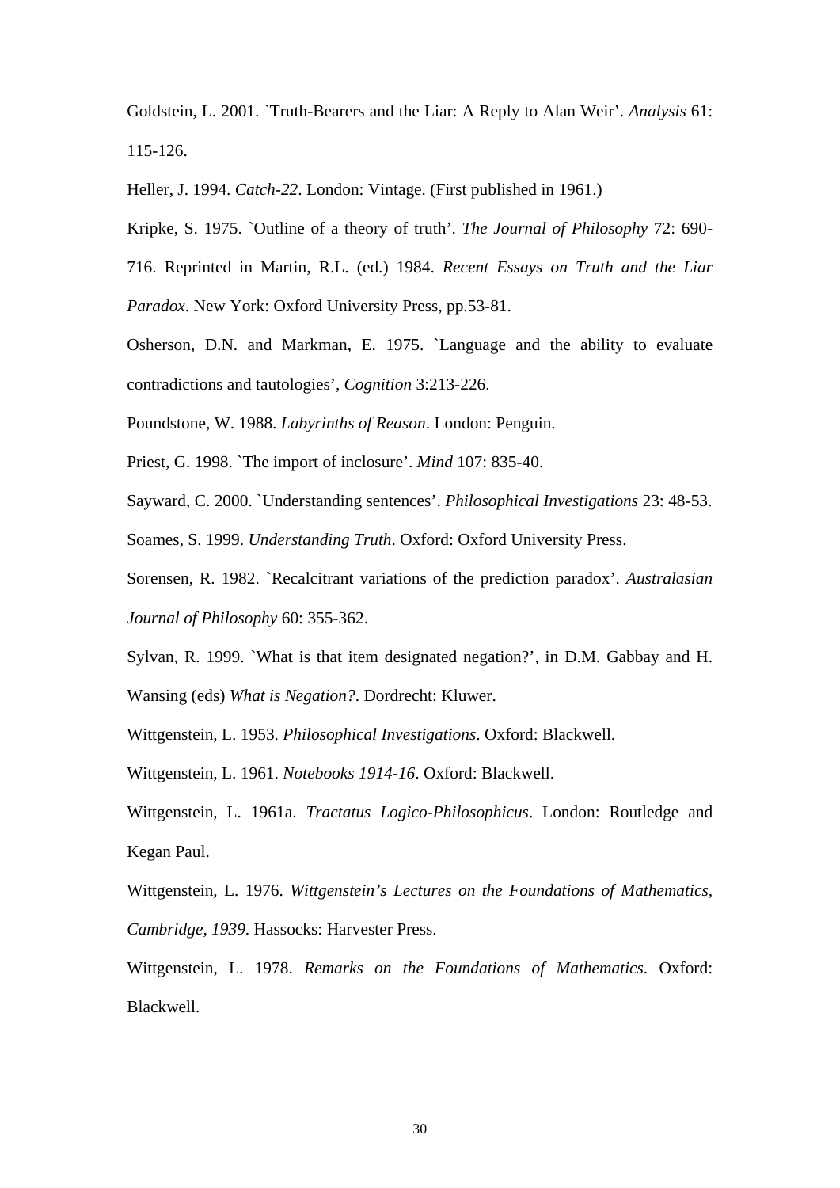Goldstein, L. 2001. `Truth-Bearers and the Liar: A Reply to Alan Weir'. *Analysis* 61: 115-126.

Heller, J. 1994. *Catch-22*. London: Vintage. (First published in 1961.)

Kripke, S. 1975. `Outline of a theory of truth'. *The Journal of Philosophy* 72: 690-716. Reprinted in Martin, R.L. (ed.) 1984. *Recent Essays on Truth and the Liar Paradox*. New York: Oxford University Press, pp.53-81.

Osherson, D.N. and Markman, E. 1975. `Language and the ability to evaluate contradictions and tautologies', *Cognition* 3:213-226.

Poundstone, W. 1988. *Labyrinths of Reason*. London: Penguin.

Priest, G. 1998. `The import of inclosure'. *Mind* 107: 835-40.

Sayward, C. 2000. `Understanding sentences'. *Philosophical Investigations* 23: 48-53.

Soames, S. 1999. *Understanding Truth*. Oxford: Oxford University Press.

Sorensen, R. 1982. `Recalcitrant variations of the prediction paradox'. *Australasian Journal of Philosophy* 60: 355-362.

Sylvan, R. 1999. `What is that item designated negation?', in D.M. Gabbay and H. Wansing (eds) *What is Negation?*. Dordrecht: Kluwer.

Wittgenstein, L. 1953. *Philosophical Investigations*. Oxford: Blackwell.

Wittgenstein, L. 1961. *Notebooks 1914-16*. Oxford: Blackwell.

Wittgenstein, L. 1961a. *Tractatus Logico-Philosophicus*. London: Routledge and Kegan Paul.

Wittgenstein, L. 1976. *Wittgenstein's Lectures on the Foundations of Mathematics, Cambridge, 1939*. Hassocks: Harvester Press.

Wittgenstein, L. 1978. *Remarks on the Foundations of Mathematics*. Oxford: Blackwell.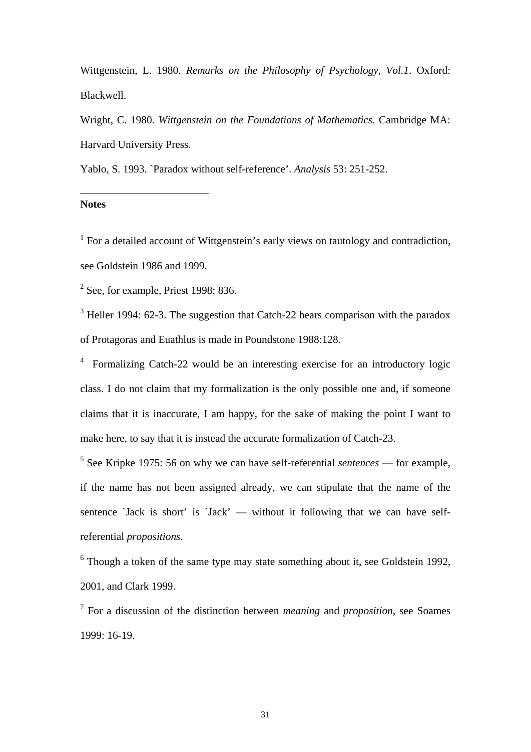Wittgenstein, L. 1980. *Remarks on the Philosophy of Psychology, Vol.1*. Oxford: Blackwell.

Wright, C. 1980. *Wittgenstein on the Foundations of Mathematics*. Cambridge MA: Harvard University Press.

Yablo, S. 1993. `Paradox without self-reference'. *Analysis* 53: 251-252.

---

**Notes**

[1] For a detailed account of Wittgenstein's early views on tautology and contradiction, see Goldstein 1986 and 1999.

[2] See, for example, Priest 1998: 836.

[3] Heller 1994: 62-3. The suggestion that Catch-22 bears comparison with the paradox of Protagoras and Euathlus is made in Poundstone 1988:128.

[4] Formalizing Catch-22 would be an interesting exercise for an introductory logic class. I do not claim that my formalization is the only possible one and, if someone claims that it is inaccurate, I am happy, for the sake of making the point I want to make here, to say that it is instead the accurate formalization of Catch-23.

[5] See Kripke 1975: 56 on why we can have self-referential *sentences* — for example, if the name has not been assigned already, we can stipulate that the name of the sentence `Jack is short' is `Jack' — without it following that we can have self-referential *propositions*.

[6] Though a token of the same type may state something about it, see Goldstein 1992, 2001, and Clark 1999.

[7] For a discussion of the distinction between *meaning* and *proposition*, see Soames 1999: 16-19.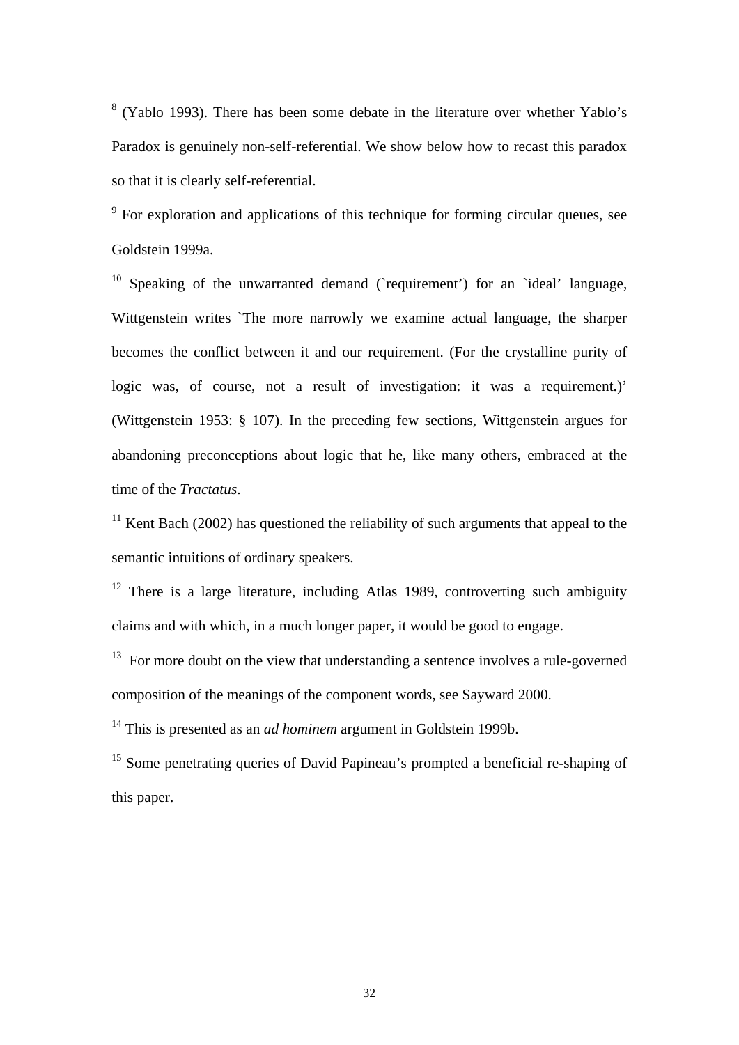[8] (Yablo 1993). There has been some debate in the literature over whether Yablo's Paradox is genuinely non-self-referential. We show below how to recast this paradox so that it is clearly self-referential.

[9] For exploration and applications of this technique for forming circular queues, see Goldstein 1999a.

[10] Speaking of the unwarranted demand (`requirement') for an `ideal' language, Wittgenstein writes `The more narrowly we examine actual language, the sharper becomes the conflict between it and our requirement. (For the crystalline purity of logic was, of course, not a result of investigation: it was a requirement.)' (Wittgenstein 1953: § 107). In the preceding few sections, Wittgenstein argues for abandoning preconceptions about logic that he, like many others, embraced at the time of the *Tractatus*.

[11] Kent Bach (2002) has questioned the reliability of such arguments that appeal to the semantic intuitions of ordinary speakers.

[12] There is a large literature, including Atlas 1989, controverting such ambiguity claims and with which, in a much longer paper, it would be good to engage.

[13] For more doubt on the view that understanding a sentence involves a rule-governed composition of the meanings of the component words, see Sayward 2000.

[14] This is presented as an *ad hominem* argument in Goldstein 1999b.

[15] Some penetrating queries of David Papineau's prompted a beneficial re-shaping of this paper.